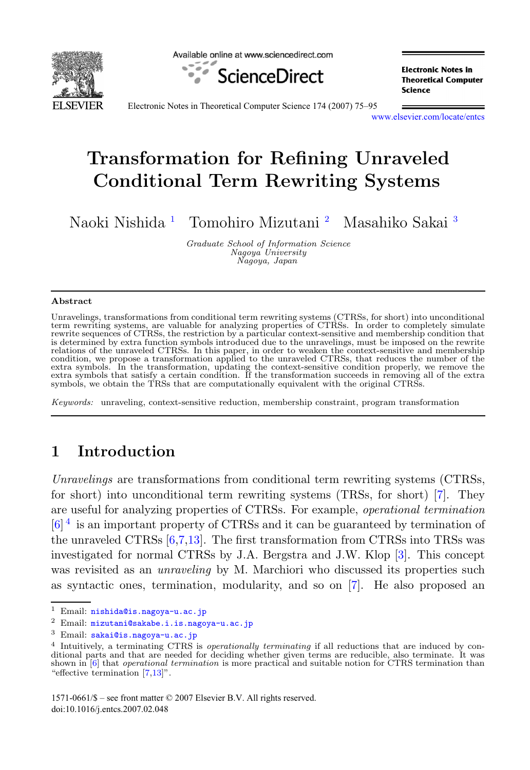# Transformation for Refining Unraveled Conditional Term Rewriting Systems

Naoki Nishida [1] Tomohiro Mizutani [2] Masahiko Sakai [3]

*Graduate School of Information Science*
*Nagoya University*
*Nagoya, Japan*

## Abstract

Unravelings, transformations from conditional term rewriting systems (CTRSs, for short) into unconditional term rewriting systems, are valuable for analyzing properties of CTRSs. In order to completely simulate rewrite sequences of CTRSs, the restriction by a particular context-sensitive and membership condition that is determined by extra function symbols introduced due to the unravelings, must be imposed on the rewrite relations of the unraveled CTRSs. In this paper, in order to weaken the context-sensitive and membership condition, we propose a transformation applied to the unraveled CTRSs, that reduces the number of the extra symbols. In the transformation, updating the context-sensitive condition properly, we remove the extra symbols that satisfy a certain condition. If the transformation succeeds in removing all of the extra symbols, we obtain the TRSs that are computationally equivalent with the original CTRSs.

*Keywords:* unraveling, context-sensitive reduction, membership constraint, program transformation

## 1 Introduction

*Unravelings* are transformations from conditional term rewriting systems (CTRSs, for short) into unconditional term rewriting systems (TRSs, for short) [7]. They are useful for analyzing properties of CTRSs. For example, *operational termination* [6] [4] is an important property of CTRSs and it can be guaranteed by termination of the unraveled CTRSs [6,7,13]. The first transformation from CTRSs into TRSs was investigated for normal CTRSs by J.A. Bergstra and J.W. Klop [3]. This concept was revisited as an *unraveling* by M. Marchiori who discussed its properties such as syntactic ones, termination, modularity, and so on [7]. He also proposed an

---

[1] Email: nishida@is.nagoya-u.ac.jp

[2] Email: mizutani@sakabe.i.is.nagoya-u.ac.jp

[3] Email: sakai@is.nagoya-u.ac.jp

[4] Intuitively, a terminating CTRS is *operationally terminating* if all reductions that are induced by conditional parts and that are needed for deciding whether given terms are reducible, also terminate. It was shown in [6] that *operational termination* is more practical and suitable notion for CTRS termination than "effective termination [7,13]".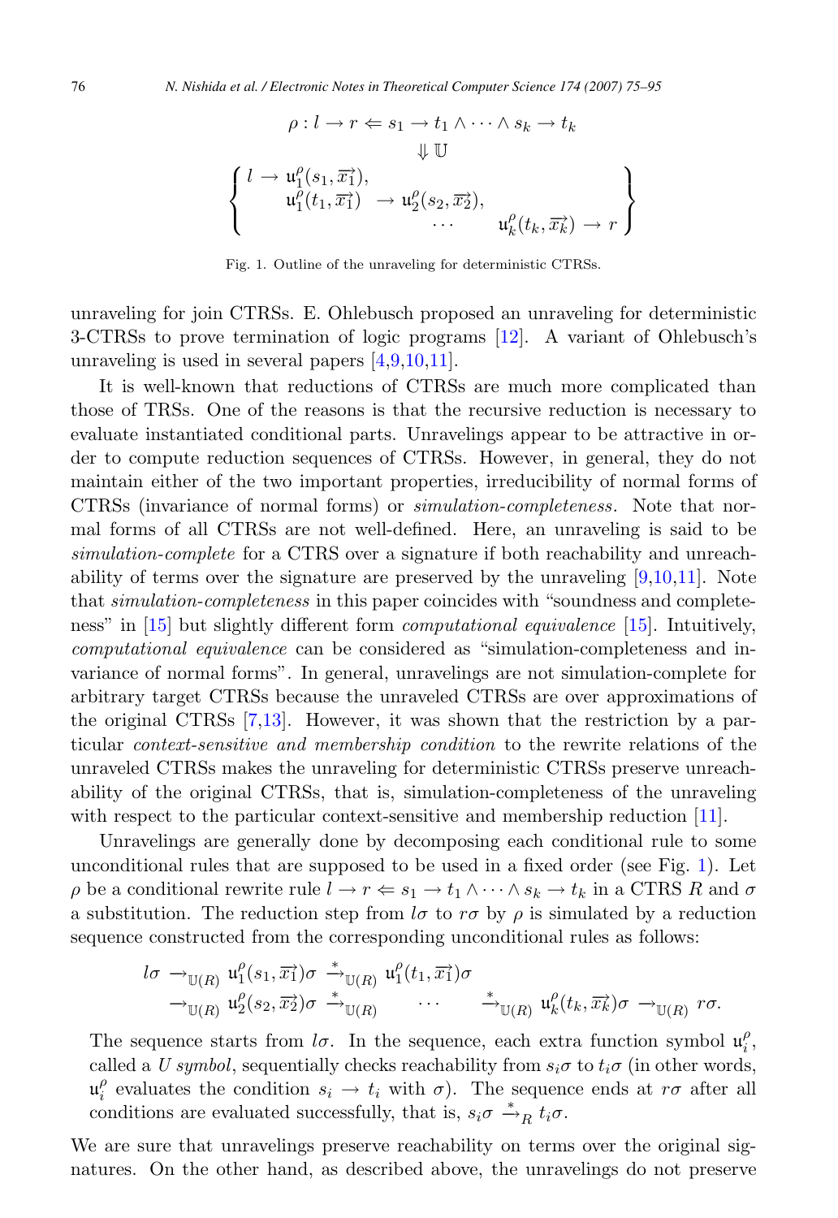$$
\rho : l \to r \Leftarrow s_1 \to t_1 \wedge \cdots \wedge s_k \to t_k
$$

$$
\Downarrow \mathbb{U}
$$

$$
\left\{ \begin{array}{lll} l \to \mathfrak{u}_1^\rho(s_1, \overrightarrow{x_1}), & & \\ \quad \mathfrak{u}_1^\rho(t_1, \overrightarrow{x_1}) & \to \mathfrak{u}_2^\rho(s_2, \overrightarrow{x_2}), & \\ & \cdots & \mathfrak{u}_k^\rho(t_k, \overrightarrow{x_k}) \to r \end{array} \right\}
$$

Fig. 1. Outline of the unraveling for deterministic CTRSs.

unraveling for join CTRSs. E. Ohlebusch proposed an unraveling for deterministic 3-CTRSs to prove termination of logic programs [12]. A variant of Ohlebusch's unraveling is used in several papers [4,9,10,11].

It is well-known that reductions of CTRSs are much more complicated than those of TRSs. One of the reasons is that the recursive reduction is necessary to evaluate instantiated conditional parts. Unravelings appear to be attractive in order to compute reduction sequences of CTRSs. However, in general, they do not maintain either of the two important properties, irreducibility of normal forms of CTRSs (invariance of normal forms) or *simulation-completeness*. Note that normal forms of all CTRSs are not well-defined. Here, an unraveling is said to be *simulation-complete* for a CTRS over a signature if both reachability and unreachability of terms over the signature are preserved by the unraveling [9,10,11]. Note that *simulation-completeness* in this paper coincides with "soundness and completeness" in [15] but slightly different form *computational equivalence* [15]. Intuitively, *computational equivalence* can be considered as "simulation-completeness and invariance of normal forms". In general, unravelings are not simulation-complete for arbitrary target CTRSs because the unraveled CTRSs are over approximations of the original CTRSs [7,13]. However, it was shown that the restriction by a particular *context-sensitive and membership condition* to the rewrite relations of the unraveled CTRSs makes the unraveling for deterministic CTRSs preserve unreachability of the original CTRSs, that is, simulation-completeness of the unraveling with respect to the particular context-sensitive and membership reduction [11].

Unravelings are generally done by decomposing each conditional rule to some unconditional rules that are supposed to be used in a fixed order (see Fig. 1). Let $\rho$ be a conditional rewrite rule $l \to r \Leftarrow s_1 \to t_1 \wedge \cdots \wedge s_k \to t_k$ in a CTRS $R$ and $\sigma$ a substitution. The reduction step from $l\sigma$ to $r\sigma$ by $\rho$ is simulated by a reduction sequence constructed from the corresponding unconditional rules as follows:

$$
\begin{array}{l} l\sigma \to_{\mathbb{U}(R)} \mathfrak{u}_1^\rho(s_1, \overrightarrow{x_1})\sigma \xrightarrow{*}_{\mathbb{U}(R)} \mathfrak{u}_1^\rho(t_1, \overrightarrow{x_1})\sigma \\ \quad \to_{\mathbb{U}(R)} \mathfrak{u}_2^\rho(s_2, \overrightarrow{x_2})\sigma \xrightarrow{*}_{\mathbb{U}(R)} \quad \cdots \quad \xrightarrow{*}_{\mathbb{U}(R)} \mathfrak{u}_k^\rho(t_k, \overrightarrow{x_k})\sigma \to_{\mathbb{U}(R)} r\sigma. \end{array}
$$

The sequence starts from $l\sigma$. In the sequence, each extra function symbol $\mathfrak{u}_i^\rho$, called a *U symbol*, sequentially checks reachability from $s_i\sigma$ to $t_i\sigma$ (in other words, $\mathfrak{u}_i^\rho$ evaluates the condition $s_i \to t_i$ with $\sigma$). The sequence ends at $r\sigma$ after all conditions are evaluated successfully, that is, $s_i\sigma \xrightarrow{*}_R t_i\sigma$.

We are sure that unravelings preserve reachability on terms over the original signatures. On the other hand, as described above, the unravelings do not preserve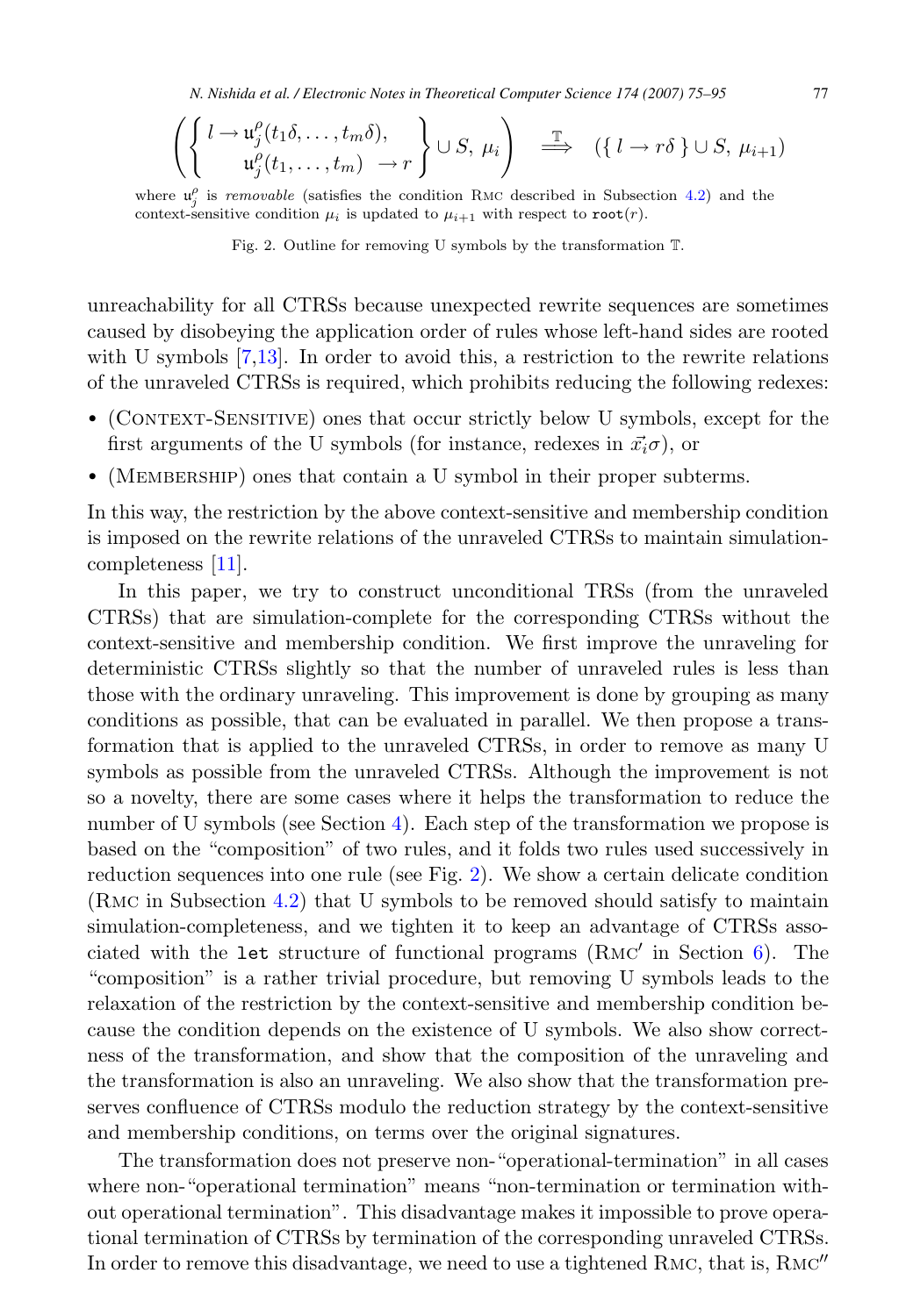$$\left( \left\{ \begin{array}{l} l \to \mathtt{u}_j^{\rho}(t_1\delta, \ldots, t_m\delta), \\ \quad\quad \mathtt{u}_j^{\rho}(t_1, \ldots, t_m) \ \to r \end{array} \right\} \cup S,\ \mu_i \right) \ \overset{\mathbb{T}}{\Longrightarrow} \ (\{\, l \to r\delta \,\} \cup S,\ \mu_{i+1})$$

where $\mathtt{u}_j^{\rho}$ is *removable* (satisfies the condition Rmc described in Subsection 4.2) and the context-sensitive condition $\mu_i$ is updated to $\mu_{i+1}$ with respect to $\mathtt{root}(r)$.

Fig. 2. Outline for removing U symbols by the transformation $\mathbb{T}$.

unreachability for all CTRSs because unexpected rewrite sequences are sometimes caused by disobeying the application order of rules whose left-hand sides are rooted with U symbols [7,13]. In order to avoid this, a restriction to the rewrite relations of the unraveled CTRSs is required, which prohibits reducing the following redexes:

- (Context-Sensitive) ones that occur strictly below U symbols, except for the first arguments of the U symbols (for instance, redexes in $\vec{x_i}\sigma$), or
- (Membership) ones that contain a U symbol in their proper subterms.

In this way, the restriction by the above context-sensitive and membership condition is imposed on the rewrite relations of the unraveled CTRSs to maintain simulation-completeness [11].

In this paper, we try to construct unconditional TRSs (from the unraveled CTRSs) that are simulation-complete for the corresponding CTRSs without the context-sensitive and membership condition. We first improve the unraveling for deterministic CTRSs slightly so that the number of unraveled rules is less than those with the ordinary unraveling. This improvement is done by grouping as many conditions as possible, that can be evaluated in parallel. We then propose a transformation that is applied to the unraveled CTRSs, in order to remove as many U symbols as possible from the unraveled CTRSs. Although the improvement is not so a novelty, there are some cases where it helps the transformation to reduce the number of U symbols (see Section 4). Each step of the transformation we propose is based on the "composition" of two rules, and it folds two rules used successively in reduction sequences into one rule (see Fig. 2). We show a certain delicate condition (Rmc in Subsection 4.2) that U symbols to be removed should satisfy to maintain simulation-completeness, and we tighten it to keep an advantage of CTRSs associated with the `let` structure of functional programs (Rmc′ in Section 6). The "composition" is a rather trivial procedure, but removing U symbols leads to the relaxation of the restriction by the context-sensitive and membership condition because the condition depends on the existence of U symbols. We also show correctness of the transformation, and show that the composition of the unraveling and the transformation is also an unraveling. We also show that the transformation preserves confluence of CTRSs modulo the reduction strategy by the context-sensitive and membership conditions, on terms over the original signatures.

The transformation does not preserve non-"operational-termination" in all cases where non-"operational termination" means "non-termination or termination without operational termination". This disadvantage makes it impossible to prove operational termination of CTRSs by termination of the corresponding unraveled CTRSs. In order to remove this disadvantage, we need to use a tightened Rmc, that is, Rmc″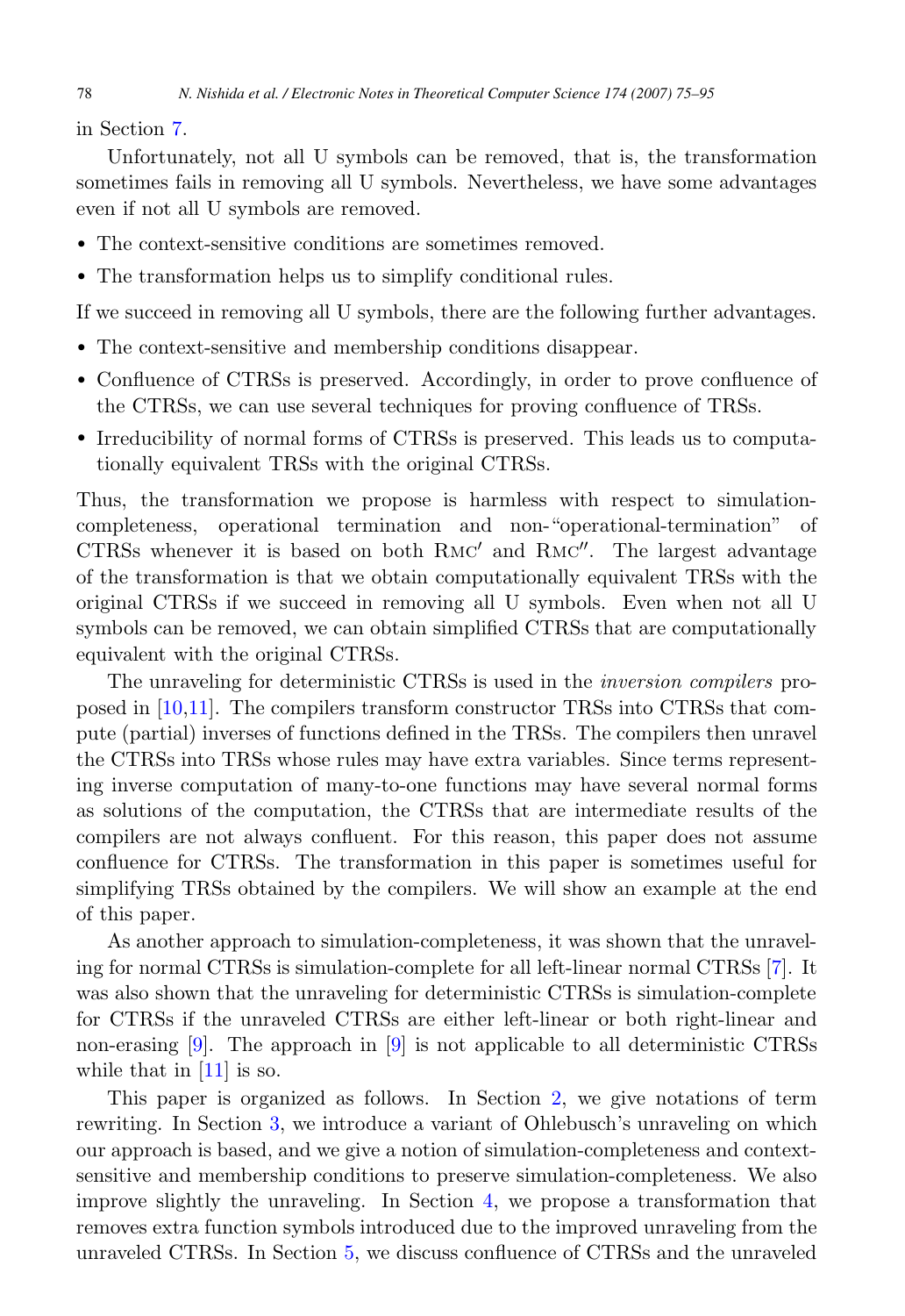in Section 7.

Unfortunately, not all U symbols can be removed, that is, the transformation sometimes fails in removing all U symbols. Nevertheless, we have some advantages even if not all U symbols are removed.

- The context-sensitive conditions are sometimes removed.
- The transformation helps us to simplify conditional rules.

If we succeed in removing all U symbols, there are the following further advantages.

- The context-sensitive and membership conditions disappear.
- Confluence of CTRSs is preserved. Accordingly, in order to prove confluence of the CTRSs, we can use several techniques for proving confluence of TRSs.
- Irreducibility of normal forms of CTRSs is preserved. This leads us to computationally equivalent TRSs with the original CTRSs.

Thus, the transformation we propose is harmless with respect to simulation-completeness, operational termination and non-"operational-termination" of CTRSs whenever it is based on both $\mathrm{R{\small MC}}'$ and $\mathrm{R{\small MC}}''$. The largest advantage of the transformation is that we obtain computationally equivalent TRSs with the original CTRSs if we succeed in removing all U symbols. Even when not all U symbols can be removed, we can obtain simplified CTRSs that are computationally equivalent with the original CTRSs.

The unraveling for deterministic CTRSs is used in the *inversion compilers* proposed in [10,11]. The compilers transform constructor TRSs into CTRSs that compute (partial) inverses of functions defined in the TRSs. The compilers then unravel the CTRSs into TRSs whose rules may have extra variables. Since terms representing inverse computation of many-to-one functions may have several normal forms as solutions of the computation, the CTRSs that are intermediate results of the compilers are not always confluent. For this reason, this paper does not assume confluence for CTRSs. The transformation in this paper is sometimes useful for simplifying TRSs obtained by the compilers. We will show an example at the end of this paper.

As another approach to simulation-completeness, it was shown that the unraveling for normal CTRSs is simulation-complete for all left-linear normal CTRSs [7]. It was also shown that the unraveling for deterministic CTRSs is simulation-complete for CTRSs if the unraveled CTRSs are either left-linear or both right-linear and non-erasing [9]. The approach in [9] is not applicable to all deterministic CTRSs while that in [11] is so.

This paper is organized as follows. In Section 2, we give notations of term rewriting. In Section 3, we introduce a variant of Ohlebusch's unraveling on which our approach is based, and we give a notion of simulation-completeness and context-sensitive and membership conditions to preserve simulation-completeness. We also improve slightly the unraveling. In Section 4, we propose a transformation that removes extra function symbols introduced due to the improved unraveling from the unraveled CTRSs. In Section 5, we discuss confluence of CTRSs and the unraveled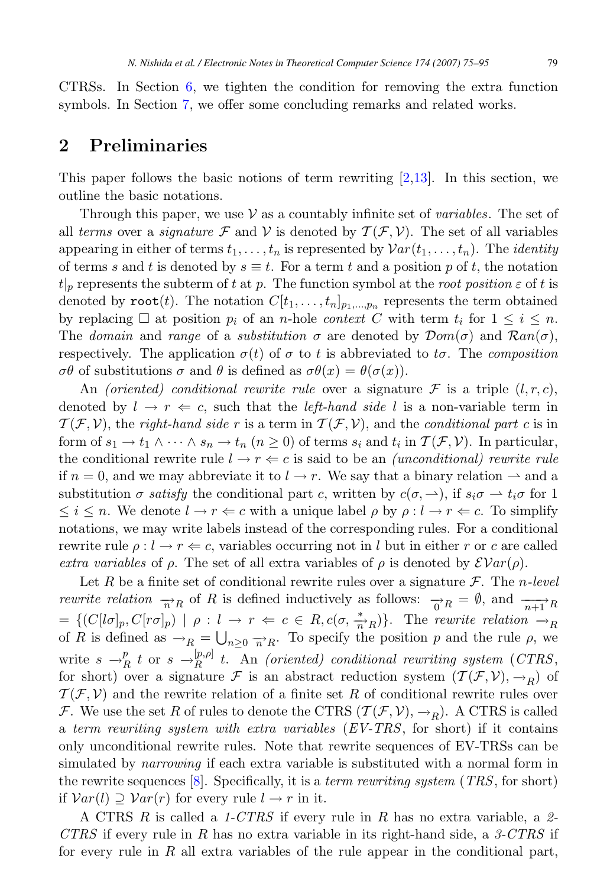CTRSs. In Section 6, we tighten the condition for removing the extra function symbols. In Section 7, we offer some concluding remarks and related works.

## 2 Preliminaries

This paper follows the basic notions of term rewriting [2,13]. In this section, we outline the basic notations.

Through this paper, we use $\mathcal{V}$ as a countably infinite set of *variables*. The set of all *terms* over a *signature* $\mathcal{F}$ and $\mathcal{V}$ is denoted by $\mathcal{T}(\mathcal{F}, \mathcal{V})$. The set of all variables appearing in either of terms $t_1, \ldots, t_n$ is represented by $\mathcal{V}ar(t_1, \ldots, t_n)$. The *identity* of terms $s$ and $t$ is denoted by $s \equiv t$. For a term $t$ and a position $p$ of $t$, the notation $t|_p$ represents the subterm of $t$ at $p$. The function symbol at the *root position* $\varepsilon$ of $t$ is denoted by $\mathtt{root}(t)$. The notation $C[t_1, \ldots, t_n]_{p_1,\ldots,p_n}$ represents the term obtained by replacing $\Box$ at position $p_i$ of an $n$-hole *context* $C$ with term $t_i$ for $1 \leq i \leq n$. The *domain* and *range* of a *substitution* $\sigma$ are denoted by $\mathcal{D}om(\sigma)$ and $\mathcal{R}an(\sigma)$, respectively. The application $\sigma(t)$ of $\sigma$ to $t$ is abbreviated to $t\sigma$. The *composition* $\sigma\theta$ of substitutions $\sigma$ and $\theta$ is defined as $\sigma\theta(x) = \theta(\sigma(x))$.

An *(oriented) conditional rewrite rule* over a signature $\mathcal{F}$ is a triple $(l, r, c)$, denoted by $l \to r \Leftarrow c$, such that the *left-hand side* $l$ is a non-variable term in $\mathcal{T}(\mathcal{F}, \mathcal{V})$, the *right-hand side* $r$ is a term in $\mathcal{T}(\mathcal{F}, \mathcal{V})$, and the *conditional part* $c$ is in form of $s_1 \to t_1 \wedge \cdots \wedge s_n \to t_n$ $(n \geq 0)$ of terms $s_i$ and $t_i$ in $\mathcal{T}(\mathcal{F}, \mathcal{V})$. In particular, the conditional rewrite rule $l \to r \Leftarrow c$ is said to be an *(unconditional) rewrite rule* if $n = 0$, and we may abbreviate it to $l \to r$. We say that a binary relation $\rightharpoonup$ and a substitution $\sigma$ *satisfy* the conditional part $c$, written by $c(\sigma, \rightharpoonup)$, if $s_i\sigma \rightharpoonup t_i\sigma$ for $1 \leq i \leq n$. We denote $l \to r \Leftarrow c$ with a unique label $\rho$ by $\rho : l \to r \Leftarrow c$. To simplify notations, we may write labels instead of the corresponding rules. For a conditional rewrite rule $\rho : l \to r \Leftarrow c$, variables occurring not in $l$ but in either $r$ or $c$ are called *extra variables* of $\rho$. The set of all extra variables of $\rho$ is denoted by $\mathcal{EV}ar(\rho)$.

Let $R$ be a finite set of conditional rewrite rules over a signature $\mathcal{F}$. The *$n$-level rewrite relation* $\xrightarrow[n]{}_R$ of $R$ is defined inductively as follows: $\xrightarrow[0]{}_R = \emptyset$, and $\xrightarrow[n+1]{}_R = \{(C[l\sigma]_p, C[r\sigma]_p) \mid \rho : l \to r \Leftarrow c \in R, c(\sigma, \xrightarrow[n]{*}_R)\}$. The *rewrite relation* $\to_R$ of $R$ is defined as $\to_R = \bigcup_{n \geq 0} \xrightarrow[n]{}_R$. To specify the position $p$ and the rule $\rho$, we write $s \to^p_R t$ or $s \to^{[p,\rho]}_R t$. An *(oriented) conditional rewriting system* (*CTRS*, for short) over a signature $\mathcal{F}$ is an abstract reduction system $(\mathcal{T}(\mathcal{F}, \mathcal{V}), \to_R)$ of $\mathcal{T}(\mathcal{F}, \mathcal{V})$ and the rewrite relation of a finite set $R$ of conditional rewrite rules over $\mathcal{F}$. We use the set $R$ of rules to denote the CTRS $(\mathcal{T}(\mathcal{F}, \mathcal{V}), \to_R)$. A CTRS is called a *term rewriting system with extra variables* (*EV-TRS*, for short) if it contains only unconditional rewrite rules. Note that rewrite sequences of EV-TRSs can be simulated by *narrowing* if each extra variable is substituted with a normal form in the rewrite sequences [8]. Specifically, it is a *term rewriting system* (*TRS*, for short) if $\mathcal{V}ar(l) \supseteq \mathcal{V}ar(r)$ for every rule $l \to r$ in it.

A CTRS $R$ is called a *1-CTRS* if every rule in $R$ has no extra variable, a *2-CTRS* if every rule in $R$ has no extra variable in its right-hand side, a *3-CTRS* if for every rule in $R$ all extra variables of the rule appear in the conditional part,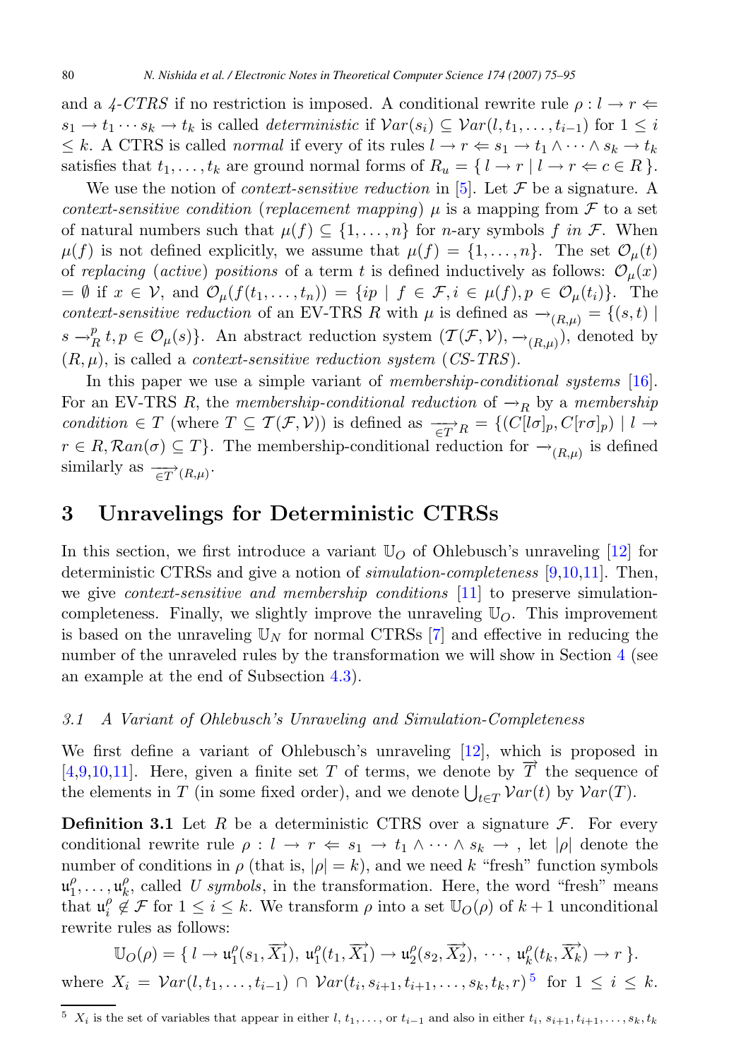and a *4-CTRS* if no restriction is imposed. A conditional rewrite rule $\rho : l \to r \Leftarrow s_1 \to t_1 \cdots s_k \to t_k$ is called *deterministic* if $\mathcal{V}ar(s_i) \subseteq \mathcal{V}ar(l, t_1, \ldots, t_{i-1})$ for $1 \leq i \leq k$. A CTRS is called *normal* if every of its rules $l \to r \Leftarrow s_1 \to t_1 \wedge \cdots \wedge s_k \to t_k$ satisfies that $t_1, \ldots, t_k$ are ground normal forms of $R_u = \{\, l \to r \mid l \to r \Leftarrow c \in R \,\}$.

We use the notion of *context-sensitive reduction* in [5]. Let $\mathcal{F}$ be a signature. A *context-sensitive condition* (*replacement mapping*) $\mu$ is a mapping from $\mathcal{F}$ to a set of natural numbers such that $\mu(f) \subseteq \{1, \ldots, n\}$ for $n$-ary symbols $f$ *in* $\mathcal{F}$. When $\mu(f)$ is not defined explicitly, we assume that $\mu(f) = \{1, \ldots, n\}$. The set $\mathcal{O}_\mu(t)$ of *replacing* (*active*) *positions* of a term $t$ is defined inductively as follows: $\mathcal{O}_\mu(x) = \emptyset$ if $x \in \mathcal{V}$, and $\mathcal{O}_\mu(f(t_1, \ldots, t_n)) = \{ip \mid f \in \mathcal{F}, i \in \mu(f), p \in \mathcal{O}_\mu(t_i)\}$. The *context-sensitive reduction* of an EV-TRS $R$ with $\mu$ is defined as $\to_{(R,\mu)} = \{(s,t) \mid s \to_R^p t, p \in \mathcal{O}_\mu(s)\}$. An abstract reduction system $(\mathcal{T}(\mathcal{F}, \mathcal{V}), \to_{(R,\mu)})$, denoted by $(R, \mu)$, is called a *context-sensitive reduction system* (*CS-TRS*).

In this paper we use a simple variant of *membership-conditional systems* [16]. For an EV-TRS $R$, the *membership-conditional reduction* of $\to_R$ by a *membership condition* $\in T$ (where $T \subseteq \mathcal{T}(\mathcal{F}, \mathcal{V})$) is defined as $\xrightarrow[\in T]{}_R = \{(C[l\sigma]_p, C[r\sigma]_p) \mid l \to r \in R, \mathcal{R}an(\sigma) \subseteq T\}$. The membership-conditional reduction for $\to_{(R,\mu)}$ is defined similarly as $\xrightarrow[\in T]{}_{(R,\mu)}$.

## 3 Unravelings for Deterministic CTRSs

In this section, we first introduce a variant $\mathbb{U}_O$ of Ohlebusch's unraveling [12] for deterministic CTRSs and give a notion of *simulation-completeness* [9,10,11]. Then, we give *context-sensitive and membership conditions* [11] to preserve simulation-completeness. Finally, we slightly improve the unraveling $\mathbb{U}_O$. This improvement is based on the unraveling $\mathbb{U}_N$ for normal CTRSs [7] and effective in reducing the number of the unraveled rules by the transformation we will show in Section 4 (see an example at the end of Subsection 4.3).

### 3.1 A Variant of Ohlebusch's Unraveling and Simulation-Completeness

We first define a variant of Ohlebusch's unraveling [12], which is proposed in [4,9,10,11]. Here, given a finite set $T$ of terms, we denote by $\overrightarrow{T}$ the sequence of the elements in $T$ (in some fixed order), and we denote $\bigcup_{t \in T} \mathcal{V}ar(t)$ by $\mathcal{V}ar(T)$.

**Definition 3.1** Let $R$ be a deterministic CTRS over a signature $\mathcal{F}$. For every conditional rewrite rule $\rho : l \to r \Leftarrow s_1 \to t_1 \wedge \cdots \wedge s_k \to$ , let $|\rho|$ denote the number of conditions in $\rho$ (that is, $|\rho| = k$), and we need $k$ "fresh" function symbols $\mathfrak{u}_1^\rho, \ldots, \mathfrak{u}_k^\rho$, called *U symbols*, in the transformation. Here, the word "fresh" means that $\mathfrak{u}_i^\rho \notin \mathcal{F}$ for $1 \leq i \leq k$. We transform $\rho$ into a set $\mathbb{U}_O(\rho)$ of $k+1$ unconditional rewrite rules as follows:

$$\mathbb{U}_O(\rho) = \{\, l \to \mathfrak{u}_1^\rho(s_1, \overrightarrow{X_1}),\ \mathfrak{u}_1^\rho(t_1, \overrightarrow{X_1}) \to \mathfrak{u}_2^\rho(s_2, \overrightarrow{X_2}),\ \cdots,\ \mathfrak{u}_k^\rho(t_k, \overrightarrow{X_k}) \to r \,\}.$$

where $X_i = \mathcal{V}ar(l, t_1, \ldots, t_{i-1}) \cap \mathcal{V}ar(t_i, s_{i+1}, t_{i+1}, \ldots, s_k, t_k, r)$ [5] for $1 \leq i \leq k$.

[5] $X_i$ is the set of variables that appear in either $l, t_1, \ldots,$ or $t_{i-1}$ and also in either $t_i$, $s_{i+1}, t_{i+1}, \ldots, s_k, t_k$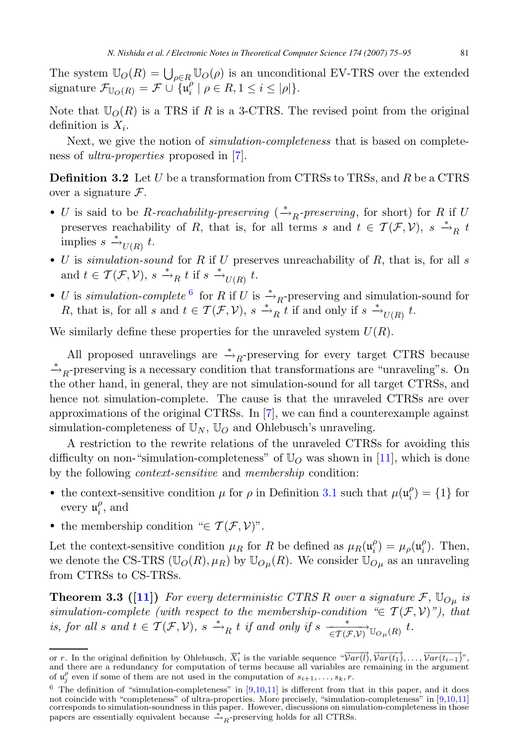The system $\mathbb{U}_O(R) = \bigcup_{\rho \in R} \mathbb{U}_O(\rho)$ is an unconditional EV-TRS over the extended signature $\mathcal{F}_{\mathbb{U}_O(R)} = \mathcal{F} \cup \{\mathfrak{u}_i^\rho \mid \rho \in R, 1 \leq i \leq |\rho|\}$.

Note that $\mathbb{U}_O(R)$ is a TRS if $R$ is a 3-CTRS. The revised point from the original definition is $X_i$.

Next, we give the notion of *simulation-completeness* that is based on completeness of *ultra-properties* proposed in [7].

**Definition 3.2** Let $U$ be a transformation from CTRSs to TRSs, and $R$ be a CTRS over a signature $\mathcal{F}$.

- $U$ is said to be *$R$-reachability-preserving* (*$\xrightarrow{*}_R$-preserving*, for short) for $R$ if $U$ preserves reachability of $R$, that is, for all terms $s$ and $t \in \mathcal{T}(\mathcal{F}, \mathcal{V})$, $s \xrightarrow{*}_R t$ implies $s \xrightarrow{*}_{U(R)} t$.
- $U$ is *simulation-sound* for $R$ if $U$ preserves unreachability of $R$, that is, for all $s$ and $t \in \mathcal{T}(\mathcal{F}, \mathcal{V})$, $s \xrightarrow{*}_R t$ if $s \xrightarrow{*}_{U(R)} t$.
- $U$ is *simulation-complete* [6] for $R$ if $U$ is $\xrightarrow{*}_R$-preserving and simulation-sound for $R$, that is, for all $s$ and $t \in \mathcal{T}(\mathcal{F}, \mathcal{V})$, $s \xrightarrow{*}_R t$ if and only if $s \xrightarrow{*}_{U(R)} t$.

We similarly define these properties for the unraveled system $U(R)$.

All proposed unravelings are $\xrightarrow{*}_R$-preserving for every target CTRS because $\xrightarrow{*}_R$-preserving is a necessary condition that transformations are "unraveling"s. On the other hand, in general, they are not simulation-sound for all target CTRSs, and hence not simulation-complete. The cause is that the unraveled CTRSs are over approximations of the original CTRSs. In [7], we can find a counterexample against simulation-completeness of $\mathbb{U}_N$, $\mathbb{U}_O$ and Ohlebusch's unraveling.

A restriction to the rewrite relations of the unraveled CTRSs for avoiding this difficulty on non-"simulation-completeness" of $\mathbb{U}_O$ was shown in [11], which is done by the following *context-sensitive* and *membership* condition:

- the context-sensitive condition $\mu$ for $\rho$ in Definition 3.1 such that $\mu(\mathfrak{u}_i^\rho) = \{1\}$ for every $\mathfrak{u}_i^\rho$, and
- the membership condition "$\in \mathcal{T}(\mathcal{F}, \mathcal{V})$".

Let the context-sensitive condition $\mu_R$ for $R$ be defined as $\mu_R(\mathfrak{u}_i^\rho) = \mu_\rho(\mathfrak{u}_i^\rho)$. Then, we denote the CS-TRS $(\mathbb{U}_O(R), \mu_R)$ by $\mathbb{U}_{O\mu}(R)$. We consider $\mathbb{U}_{O\mu}$ as an unraveling from CTRSs to CS-TRSs.

**Theorem 3.3 ([11])** *For every deterministic CTRS $R$ over a signature $\mathcal{F}$, $\mathbb{U}_{O\mu}$ is simulation-complete (with respect to the membership-condition "$\in \mathcal{T}(\mathcal{F}, \mathcal{V})$"), that is, for all $s$ and $t \in \mathcal{T}(\mathcal{F}, \mathcal{V})$, $s \xrightarrow{*}_R t$ if and only if $s \xrightarrow[\in \mathcal{T}(\mathcal{F},\mathcal{V})]{*}_{\mathbb{U}_{O\mu}(R)} t$.*

---

or $r$. In the original definition by Ohlebusch, $\overrightarrow{X_i}$ is the variable sequence "$\overrightarrow{\mathcal{V}ar(l)}, \overrightarrow{\mathcal{V}ar(t_1)}, \ldots, \overrightarrow{\mathcal{V}ar(t_{i-1})}$", and there are a redundancy for computation of terms because all variables are remaining in the argument of $\mathfrak{u}_j^\rho$ even if some of them are not used in the computation of $s_{i+1}, \ldots, s_k, r$.

[6] The definition of "simulation-completeness" in [9,10,11] is different from that in this paper, and it does not coincide with "completeness" of ultra-properties. More precisely, "simulation-completeness" in [9,10,11] corresponds to simulation-soundness in this paper. However, discussions on simulation-completeness in those papers are essentially equivalent because $\xrightarrow{*}_R$-preserving holds for all CTRSs.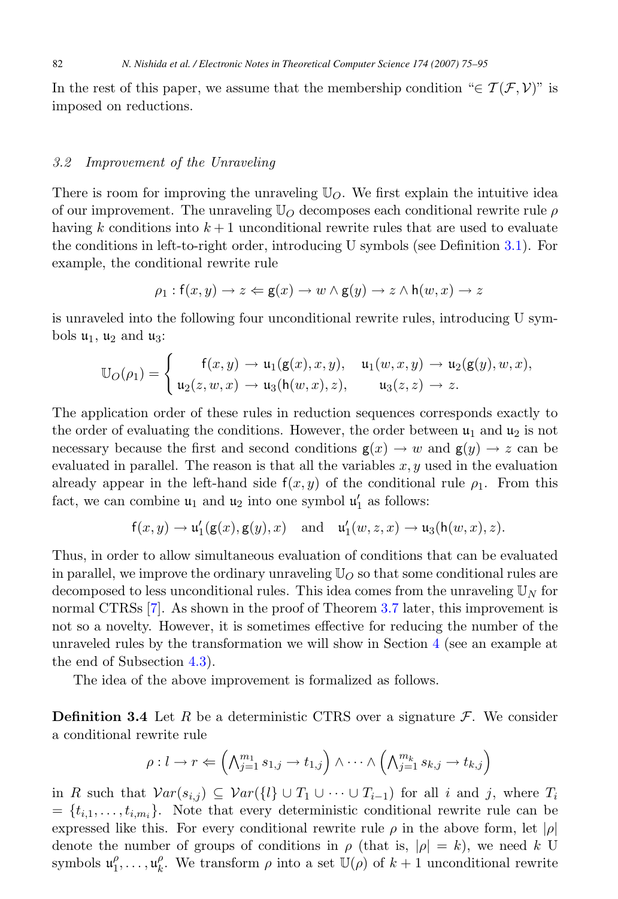In the rest of this paper, we assume that the membership condition "$\in \mathcal{T}(\mathcal{F}, \mathcal{V})$" is imposed on reductions.

### 3.2 Improvement of the Unraveling

There is room for improving the unraveling $\mathbb{U}_O$. We first explain the intuitive idea of our improvement. The unraveling $\mathbb{U}_O$ decomposes each conditional rewrite rule $\rho$ having $k$ conditions into $k+1$ unconditional rewrite rules that are used to evaluate the conditions in left-to-right order, introducing U symbols (see Definition 3.1). For example, the conditional rewrite rule

$$\rho_1 : \mathsf{f}(x, y) \to z \Leftarrow \mathsf{g}(x) \to w \wedge \mathsf{g}(y) \to z \wedge \mathsf{h}(w, x) \to z$$

is unraveled into the following four unconditional rewrite rules, introducing U symbols $\mathfrak{u}_1$, $\mathfrak{u}_2$ and $\mathfrak{u}_3$:

$$\mathbb{U}_O(\rho_1) = \begin{cases} \mathsf{f}(x, y) \to \mathfrak{u}_1(\mathsf{g}(x), x, y), & \mathfrak{u}_1(w, x, y) \to \mathfrak{u}_2(\mathsf{g}(y), w, x), \\ \mathfrak{u}_2(z, w, x) \to \mathfrak{u}_3(\mathsf{h}(w, x), z), & \mathfrak{u}_3(z, z) \to z. \end{cases}$$

The application order of these rules in reduction sequences corresponds exactly to the order of evaluating the conditions. However, the order between $\mathfrak{u}_1$ and $\mathfrak{u}_2$ is not necessary because the first and second conditions $\mathsf{g}(x) \to w$ and $\mathsf{g}(y) \to z$ can be evaluated in parallel. The reason is that all the variables $x, y$ used in the evaluation already appear in the left-hand side $\mathsf{f}(x, y)$ of the conditional rule $\rho_1$. From this fact, we can combine $\mathfrak{u}_1$ and $\mathfrak{u}_2$ into one symbol $\mathfrak{u}'_1$ as follows:

$$\mathsf{f}(x, y) \to \mathfrak{u}'_1(\mathsf{g}(x), \mathsf{g}(y), x) \quad \text{and} \quad \mathfrak{u}'_1(w, z, x) \to \mathfrak{u}_3(\mathsf{h}(w, x), z).$$

Thus, in order to allow simultaneous evaluation of conditions that can be evaluated in parallel, we improve the ordinary unraveling $\mathbb{U}_O$ so that some conditional rules are decomposed to less unconditional rules. This idea comes from the unraveling $\mathbb{U}_N$ for normal CTRSs [7]. As shown in the proof of Theorem 3.7 later, this improvement is not so a novelty. However, it is sometimes effective for reducing the number of the unraveled rules by the transformation we will show in Section 4 (see an example at the end of Subsection 4.3).

The idea of the above improvement is formalized as follows.

**Definition 3.4** Let $R$ be a deterministic CTRS over a signature $\mathcal{F}$. We consider a conditional rewrite rule

$$\rho : l \to r \Leftarrow \left( \bigwedge_{j=1}^{m_1} s_{1,j} \to t_{1,j} \right) \wedge \cdots \wedge \left( \bigwedge_{j=1}^{m_k} s_{k,j} \to t_{k,j} \right)$$

in $R$ such that $\mathcal{V}ar(s_{i,j}) \subseteq \mathcal{V}ar(\{l\} \cup T_1 \cup \cdots \cup T_{i-1})$ for all $i$ and $j$, where $T_i = \{t_{i,1}, \ldots, t_{i,m_i}\}$. Note that every deterministic conditional rewrite rule can be expressed like this. For every conditional rewrite rule $\rho$ in the above form, let $|\rho|$ denote the number of groups of conditions in $\rho$ (that is, $|\rho| = k$), we need $k$ U symbols $\mathfrak{u}^\rho_1, \ldots, \mathfrak{u}^\rho_k$. We transform $\rho$ into a set $\mathbb{U}(\rho)$ of $k+1$ unconditional rewrite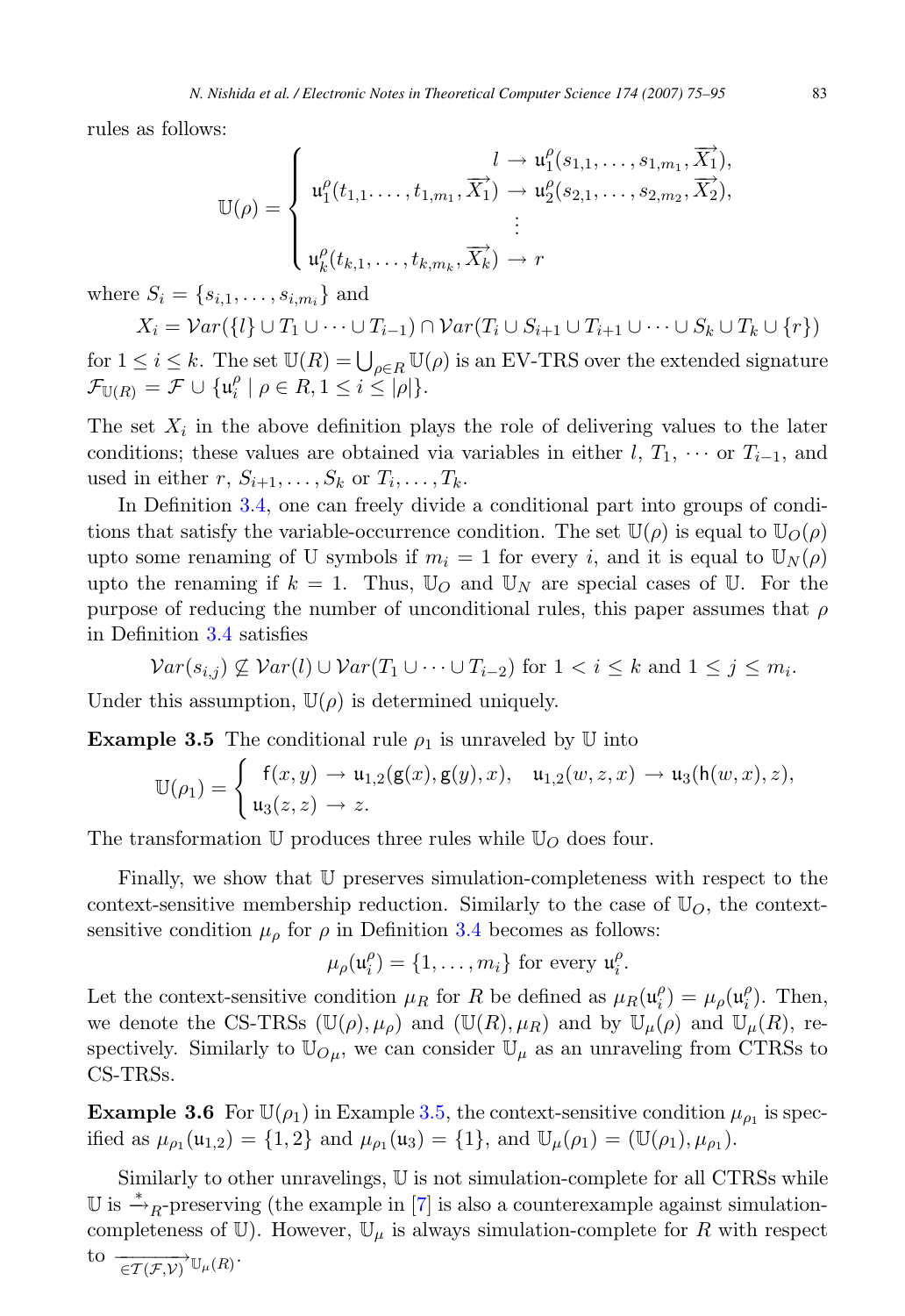rules as follows:

$$
\mathbb{U}(\rho) = \begin{cases} l \to \mathsf{u}_1^\rho(s_{1,1}, \ldots, s_{1,m_1}, \overrightarrow{X_1}), \\ \mathsf{u}_1^\rho(t_{1,1}, \ldots, t_{1,m_1}, \overrightarrow{X_1}) \to \mathsf{u}_2^\rho(s_{2,1}, \ldots, s_{2,m_2}, \overrightarrow{X_2}), \\ \vdots \\ \mathsf{u}_k^\rho(t_{k,1}, \ldots, t_{k,m_k}, \overrightarrow{X_k}) \to r \end{cases}
$$

where $S_i = \{s_{i,1}, \ldots, s_{i,m_i}\}$ and

$$
X_i = \mathcal{V}ar(\{l\} \cup T_1 \cup \cdots \cup T_{i-1}) \cap \mathcal{V}ar(T_i \cup S_{i+1} \cup T_{i+1} \cup \cdots \cup S_k \cup T_k \cup \{r\})
$$

for $1 \leq i \leq k$. The set $\mathbb{U}(R) = \bigcup_{\rho \in R} \mathbb{U}(\rho)$ is an EV-TRS over the extended signature $\mathcal{F}_{\mathbb{U}(R)} = \mathcal{F} \cup \{\mathsf{u}_i^\rho \mid \rho \in R, 1 \leq i \leq |\rho|\}$.

The set $X_i$ in the above definition plays the role of delivering values to the later conditions; these values are obtained via variables in either $l$, $T_1$, $\cdots$ or $T_{i-1}$, and used in either $r$, $S_{i+1}, \ldots, S_k$ or $T_i, \ldots, T_k$.

In Definition 3.4, one can freely divide a conditional part into groups of conditions that satisfy the variable-occurrence condition. The set $\mathbb{U}(\rho)$ is equal to $\mathbb{U}_O(\rho)$ upto some renaming of U symbols if $m_i = 1$ for every $i$, and it is equal to $\mathbb{U}_N(\rho)$ upto the renaming if $k = 1$. Thus, $\mathbb{U}_O$ and $\mathbb{U}_N$ are special cases of $\mathbb{U}$. For the purpose of reducing the number of unconditional rules, this paper assumes that $\rho$ in Definition 3.4 satisfies

$$
\mathcal{V}ar(s_{i,j}) \not\subseteq \mathcal{V}ar(l) \cup \mathcal{V}ar(T_1 \cup \cdots \cup T_{i-2}) \text{ for } 1 < i \leq k \text{ and } 1 \leq j \leq m_i.
$$

Under this assumption, $\mathbb{U}(\rho)$ is determined uniquely.

**Example 3.5** The conditional rule $\rho_1$ is unraveled by $\mathbb{U}$ into

$$
\mathbb{U}(\rho_1) = \begin{cases} \mathsf{f}(x, y) \to \mathsf{u}_{1,2}(\mathsf{g}(x), \mathsf{g}(y), x), \quad \mathsf{u}_{1,2}(w, z, x) \to \mathsf{u}_3(\mathsf{h}(w, x), z), \\ \mathsf{u}_3(z, z) \to z. \end{cases}
$$

The transformation $\mathbb{U}$ produces three rules while $\mathbb{U}_O$ does four.

Finally, we show that $\mathbb{U}$ preserves simulation-completeness with respect to the context-sensitive membership reduction. Similarly to the case of $\mathbb{U}_O$, the context-sensitive condition $\mu_\rho$ for $\rho$ in Definition 3.4 becomes as follows:

$$
\mu_\rho(\mathsf{u}_i^\rho) = \{1, \ldots, m_i\} \text{ for every } \mathsf{u}_i^\rho.
$$

Let the context-sensitive condition $\mu_R$ for $R$ be defined as $\mu_R(\mathsf{u}_i^\rho) = \mu_\rho(\mathsf{u}_i^\rho)$. Then, we denote the CS-TRSs $(\mathbb{U}(\rho), \mu_\rho)$ and $(\mathbb{U}(R), \mu_R)$ and by $\mathbb{U}_\mu(\rho)$ and $\mathbb{U}_\mu(R)$, respectively. Similarly to $\mathbb{U}_{O\mu}$, we can consider $\mathbb{U}_\mu$ as an unraveling from CTRSs to CS-TRSs.

**Example 3.6** For $\mathbb{U}(\rho_1)$ in Example 3.5, the context-sensitive condition $\mu_{\rho_1}$ is specified as $\mu_{\rho_1}(\mathsf{u}_{1,2}) = \{1, 2\}$ and $\mu_{\rho_1}(\mathsf{u}_3) = \{1\}$, and $\mathbb{U}_\mu(\rho_1) = (\mathbb{U}(\rho_1), \mu_{\rho_1})$.

Similarly to other unravelings, $\mathbb{U}$ is not simulation-complete for all CTRSs while $\mathbb{U}$ is $\xrightarrow{*}_R$-preserving (the example in [7] is also a counterexample against simulation-completeness of $\mathbb{U}$). However, $\mathbb{U}_\mu$ is always simulation-complete for $R$ with respect to $\xrightarrow[\in \mathcal{T}(\mathcal{F}, \mathcal{V})]{}_{\mathbb{U}_\mu(R)}$.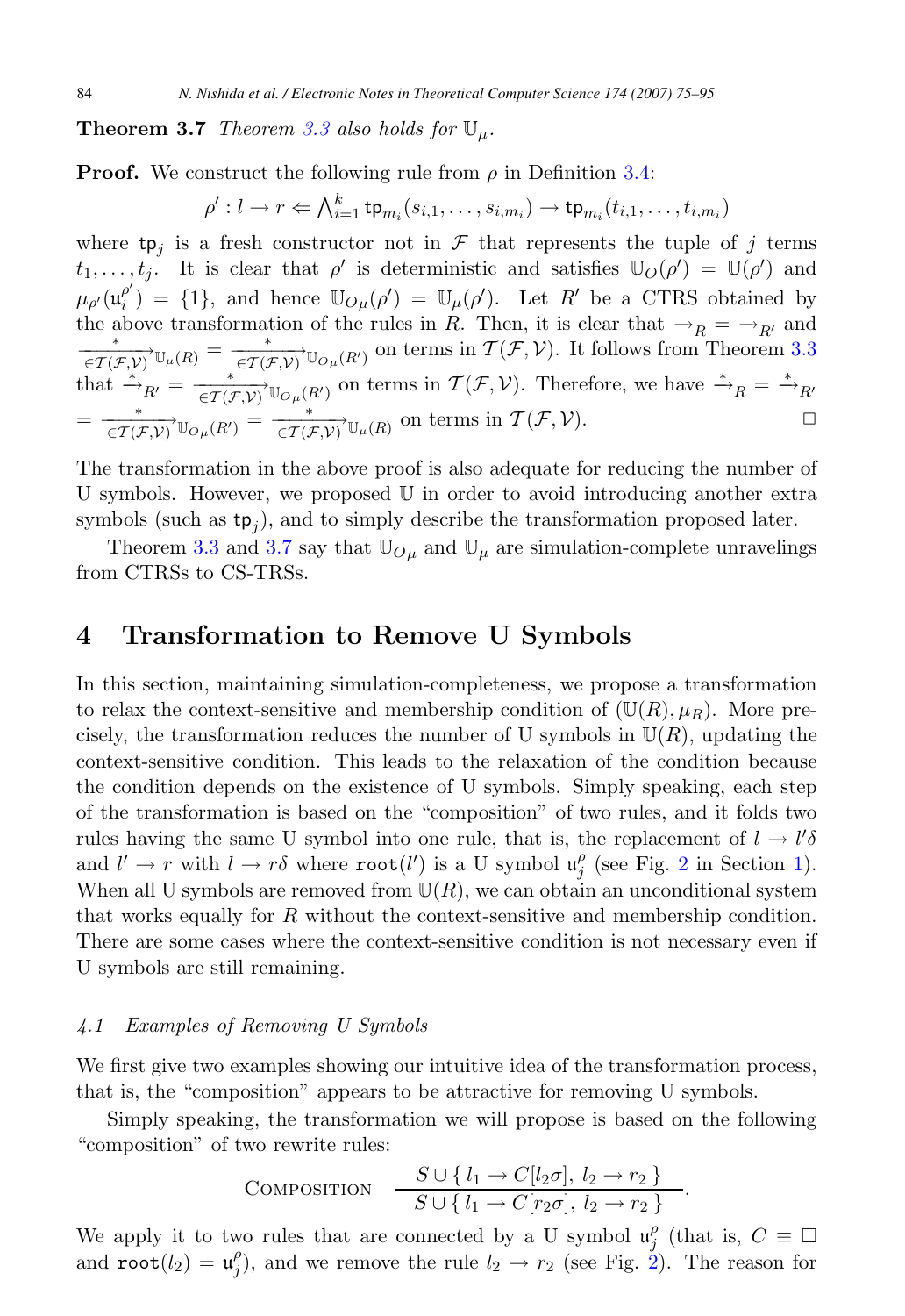**Theorem 3.7** *Theorem 3.3 also holds for* $\mathbb{U}_\mu$.

**Proof.** We construct the following rule from $\rho$ in Definition 3.4:

$$\rho' : l \to r \Leftarrow \textstyle\bigwedge_{i=1}^{k} \mathsf{tp}_{m_i}(s_{i,1}, \ldots, s_{i,m_i}) \to \mathsf{tp}_{m_i}(t_{i,1}, \ldots, t_{i,m_i})$$

where $\mathsf{tp}_j$ is a fresh constructor not in $\mathcal{F}$ that represents the tuple of $j$ terms $t_1, \ldots, t_j$. It is clear that $\rho'$ is deterministic and satisfies $\mathbb{U}_O(\rho') = \mathbb{U}(\rho')$ and $\mu_{\rho'}(\mathsf{u}_i^{\rho'}) = \{1\}$, and hence $\mathbb{U}_{O\mu}(\rho') = \mathbb{U}_\mu(\rho')$. Let $R'$ be a CTRS obtained by the above transformation of the rules in $R$. Then, it is clear that $\to_R = \to_{R'}$ and $\xrightarrow[\in\mathcal{T}(\mathcal{F},\mathcal{V})]{*}_{\mathbb{U}_\mu(R)} = \xrightarrow[\in\mathcal{T}(\mathcal{F},\mathcal{V})]{*}_{\mathbb{U}_{O\mu}(R')}$ on terms in $\mathcal{T}(\mathcal{F},\mathcal{V})$. It follows from Theorem 3.3 that $\xrightarrow{*}_{R'} = \xrightarrow[\in\mathcal{T}(\mathcal{F},\mathcal{V})]{*}_{\mathbb{U}_{O\mu}(R')}$ on terms in $\mathcal{T}(\mathcal{F},\mathcal{V})$. Therefore, we have $\xrightarrow{*}_R = \xrightarrow{*}_{R'}$ $= \xrightarrow[\in\mathcal{T}(\mathcal{F},\mathcal{V})]{*}_{\mathbb{U}_{O\mu}(R')} = \xrightarrow[\in\mathcal{T}(\mathcal{F},\mathcal{V})]{*}_{\mathbb{U}_\mu(R)}$ on terms in $\mathcal{T}(\mathcal{F},\mathcal{V})$. □

The transformation in the above proof is also adequate for reducing the number of U symbols. However, we proposed $\mathbb{U}$ in order to avoid introducing another extra symbols (such as $\mathsf{tp}_j$), and to simply describe the transformation proposed later.

Theorem 3.3 and 3.7 say that $\mathbb{U}_{O\mu}$ and $\mathbb{U}_\mu$ are simulation-complete unravelings from CTRSs to CS-TRSs.

# 4 Transformation to Remove U Symbols

In this section, maintaining simulation-completeness, we propose a transformation to relax the context-sensitive and membership condition of $(\mathbb{U}(R), \mu_R)$. More precisely, the transformation reduces the number of U symbols in $\mathbb{U}(R)$, updating the context-sensitive condition. This leads to the relaxation of the condition because the condition depends on the existence of U symbols. Simply speaking, each step of the transformation is based on the "composition" of two rules, and it folds two rules having the same U symbol into one rule, that is, the replacement of $l \to l'\delta$ and $l' \to r$ with $l \to r\delta$ where $\mathtt{root}(l')$ is a U symbol $\mathsf{u}_j^\rho$ (see Fig. 2 in Section 1). When all U symbols are removed from $\mathbb{U}(R)$, we can obtain an unconditional system that works equally for $R$ without the context-sensitive and membership condition. There are some cases where the context-sensitive condition is not necessary even if U symbols are still remaining.

## *4.1 Examples of Removing U Symbols*

We first give two examples showing our intuitive idea of the transformation process, that is, the "composition" appears to be attractive for removing U symbols.

Simply speaking, the transformation we will propose is based on the following "composition" of two rewrite rules:

$$\textsc{Composition} \quad \frac{S \cup \{\, l_1 \to C[l_2\sigma],\ l_2 \to r_2 \,\}}{S \cup \{\, l_1 \to C[r_2\sigma],\ l_2 \to r_2 \,\}}.$$

We apply it to two rules that are connected by a U symbol $\mathsf{u}_j^\rho$ (that is, $C \equiv \Box$ and $\mathtt{root}(l_2) = \mathsf{u}_j^\rho$), and we remove the rule $l_2 \to r_2$ (see Fig. 2). The reason for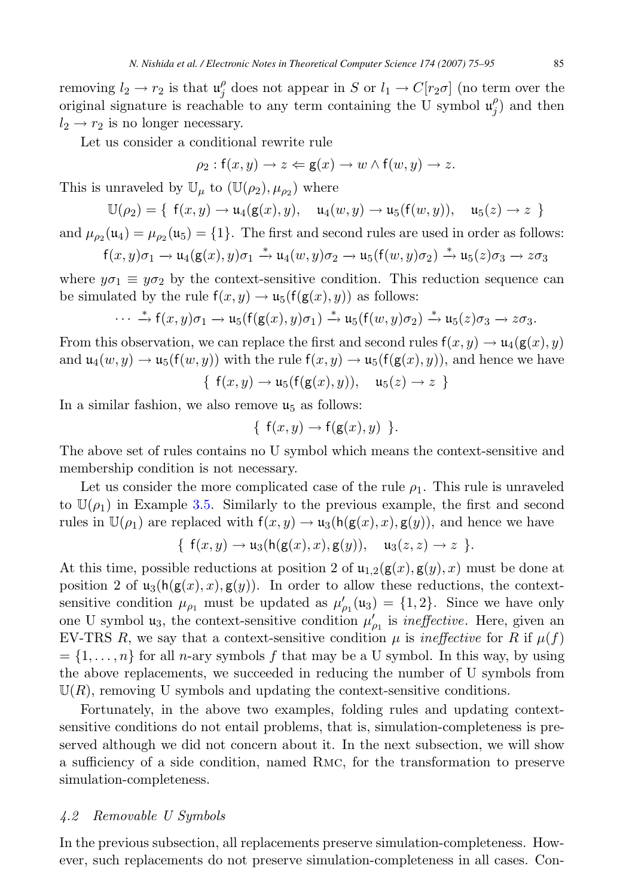removing $l_2 \to r_2$ is that $\mathfrak{u}^{\rho}_j$ does not appear in $S$ or $l_1 \to C[r_2\sigma]$ (no term over the original signature is reachable to any term containing the U symbol $\mathfrak{u}^{\rho}_j$) and then $l_2 \to r_2$ is no longer necessary.

Let us consider a conditional rewrite rule

$$\rho_2 : \mathsf{f}(x, y) \to z \Leftarrow \mathsf{g}(x) \to w \wedge \mathsf{f}(w, y) \to z.$$

This is unraveled by $\mathbb{U}_\mu$ to $(\mathbb{U}(\rho_2), \mu_{\rho_2})$ where

$$\mathbb{U}(\rho_2) = \{\ \mathsf{f}(x, y) \to \mathfrak{u}_4(\mathsf{g}(x), y),\quad \mathfrak{u}_4(w, y) \to \mathfrak{u}_5(\mathsf{f}(w, y)),\quad \mathfrak{u}_5(z) \to z\ \}$$

and $\mu_{\rho_2}(\mathfrak{u}_4) = \mu_{\rho_2}(\mathfrak{u}_5) = \{1\}$. The first and second rules are used in order as follows:

$$\mathsf{f}(x, y)\sigma_1 \to \mathfrak{u}_4(\mathsf{g}(x), y)\sigma_1 \xrightarrow{*} \mathfrak{u}_4(w, y)\sigma_2 \to \mathfrak{u}_5(\mathsf{f}(w, y)\sigma_2) \xrightarrow{*} \mathfrak{u}_5(z)\sigma_3 \to z\sigma_3$$

where $y\sigma_1 \equiv y\sigma_2$ by the context-sensitive condition. This reduction sequence can be simulated by the rule $\mathsf{f}(x, y) \to \mathfrak{u}_5(\mathsf{f}(\mathsf{g}(x), y))$ as follows:

$$\cdots \xrightarrow{*} \mathsf{f}(x, y)\sigma_1 \to \mathfrak{u}_5(\mathsf{f}(\mathsf{g}(x), y)\sigma_1) \xrightarrow{*} \mathfrak{u}_5(\mathsf{f}(w, y)\sigma_2) \xrightarrow{*} \mathfrak{u}_5(z)\sigma_3 \to z\sigma_3.$$

From this observation, we can replace the first and second rules $\mathsf{f}(x, y) \to \mathfrak{u}_4(\mathsf{g}(x), y)$ and $\mathfrak{u}_4(w, y) \to \mathfrak{u}_5(\mathsf{f}(w, y))$ with the rule $\mathsf{f}(x, y) \to \mathfrak{u}_5(\mathsf{f}(\mathsf{g}(x), y))$, and hence we have

$$\{\ \mathsf{f}(x, y) \to \mathfrak{u}_5(\mathsf{f}(\mathsf{g}(x), y)),\quad \mathfrak{u}_5(z) \to z\ \}$$

In a similar fashion, we also remove $\mathfrak{u}_5$ as follows:

$$\{\ \mathsf{f}(x, y) \to \mathsf{f}(\mathsf{g}(x), y)\ \}.$$

The above set of rules contains no U symbol which means the context-sensitive and membership condition is not necessary.

Let us consider the more complicated case of the rule $\rho_1$. This rule is unraveled to $\mathbb{U}(\rho_1)$ in Example 3.5. Similarly to the previous example, the first and second rules in $\mathbb{U}(\rho_1)$ are replaced with $\mathsf{f}(x, y) \to \mathfrak{u}_3(\mathsf{h}(\mathsf{g}(x), x), \mathsf{g}(y))$, and hence we have

$$\{\ \mathsf{f}(x, y) \to \mathfrak{u}_3(\mathsf{h}(\mathsf{g}(x), x), \mathsf{g}(y)),\quad \mathfrak{u}_3(z, z) \to z\ \}.$$

At this time, possible reductions at position 2 of $\mathfrak{u}_{1,2}(\mathsf{g}(x), \mathsf{g}(y), x)$ must be done at position 2 of $\mathfrak{u}_3(\mathsf{h}(\mathsf{g}(x), x), \mathsf{g}(y))$. In order to allow these reductions, the context-sensitive condition $\mu_{\rho_1}$ must be updated as $\mu'_{\rho_1}(\mathfrak{u}_3) = \{1, 2\}$. Since we have only one U symbol $\mathfrak{u}_3$, the context-sensitive condition $\mu'_{\rho_1}$ is *ineffective*. Here, given an EV-TRS $R$, we say that a context-sensitive condition $\mu$ is *ineffective* for $R$ if $\mu(f) = \{1, \ldots, n\}$ for all $n$-ary symbols $f$ that may be a U symbol. In this way, by using the above replacements, we succeeded in reducing the number of U symbols from $\mathbb{U}(R)$, removing U symbols and updating the context-sensitive conditions.

Fortunately, in the above two examples, folding rules and updating context-sensitive conditions do not entail problems, that is, simulation-completeness is preserved although we did not concern about it. In the next subsection, we will show a sufficiency of a side condition, named RMC, for the transformation to preserve simulation-completeness.

### 4.2 Removable U Symbols

In the previous subsection, all replacements preserve simulation-completeness. However, such replacements do not preserve simulation-completeness in all cases. Con-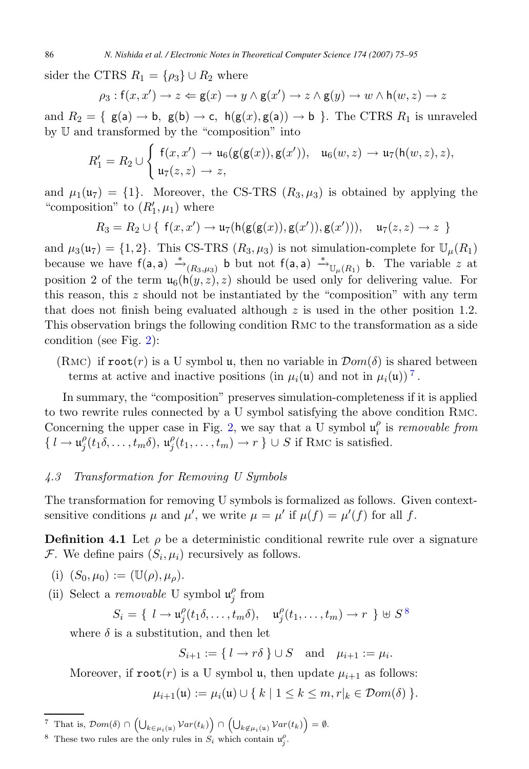sider the CTRS $R_1 = \{\rho_3\} \cup R_2$ where

$$\rho_3 : \mathsf{f}(x, x') \to z \Leftarrow \mathsf{g}(x) \to y \wedge \mathsf{g}(x') \to z \wedge \mathsf{g}(y) \to w \wedge \mathsf{h}(w, z) \to z$$

and $R_2 = \{ \ \mathsf{g}(\mathsf{a}) \to \mathsf{b},\ \mathsf{g}(\mathsf{b}) \to \mathsf{c},\ \mathsf{h}(\mathsf{g}(x), \mathsf{g}(\mathsf{a})) \to \mathsf{b}\ \}$. The CTRS $R_1$ is unraveled by $\mathbb{U}$ and transformed by the "composition" into

$$R_1' = R_2 \cup \left\{ \begin{array}{l} \mathsf{f}(x, x') \to \mathsf{u}_6(\mathsf{g}(\mathsf{g}(x)), \mathsf{g}(x')), \quad \mathsf{u}_6(w, z) \to \mathsf{u}_7(\mathsf{h}(w, z), z), \\ \mathsf{u}_7(z, z) \to z, \end{array} \right.$$

and $\mu_1(\mathsf{u}_7) = \{1\}$. Moreover, the CS-TRS $(R_3, \mu_3)$ is obtained by applying the "composition" to $(R_1', \mu_1)$ where

$$R_3 = R_2 \cup \{\ \mathsf{f}(x, x') \to \mathsf{u}_7(\mathsf{h}(\mathsf{g}(\mathsf{g}(x)), \mathsf{g}(x')), \mathsf{g}(x'))), \quad \mathsf{u}_7(z, z) \to z\ \}$$

and $\mu_3(\mathsf{u}_7) = \{1, 2\}$. This CS-TRS $(R_3, \mu_3)$ is not simulation-complete for $\mathbb{U}_\mu(R_1)$ because we have $\mathsf{f}(\mathsf{a}, \mathsf{a}) \xrightarrow{*}_{(R_3, \mu_3)} \mathsf{b}$ but not $\mathsf{f}(\mathsf{a}, \mathsf{a}) \xrightarrow{*}_{\mathbb{U}_\mu(R_1)} \mathsf{b}$. The variable $z$ at position 2 of the term $\mathsf{u}_6(\mathsf{h}(y, z), z)$ should be used only for delivering value. For this reason, this $z$ should not be instantiated by the "composition" with any term that does not finish being evaluated although $z$ is used in the other position 1.2. This observation brings the following condition RMC to the transformation as a side condition (see Fig. 2):

(RMC) if $\mathtt{root}(r)$ is a U symbol $\mathsf{u}$, then no variable in $\mathcal{D}om(\delta)$ is shared between terms at active and inactive positions (in $\mu_i(\mathsf{u})$ and not in $\mu_i(\mathsf{u})$) [7].

In summary, the "composition" preserves simulation-completeness if it is applied to two rewrite rules connected by a U symbol satisfying the above condition RMC. Concerning the upper case in Fig. 2, we say that a U symbol $\mathsf{u}_i^\rho$ is *removable from* $\{\ l \to \mathsf{u}_j^\rho(t_1\delta, \ldots, t_m\delta),\ \mathsf{u}_j^\rho(t_1, \ldots, t_m) \to r\ \} \cup S$ if RMC is satisfied.

### 4.3 Transformation for Removing U Symbols

The transformation for removing U symbols is formalized as follows. Given context-sensitive conditions $\mu$ and $\mu'$, we write $\mu = \mu'$ if $\mu(f) = \mu'(f)$ for all $f$.

**Definition 4.1** Let $\rho$ be a deterministic conditional rewrite rule over a signature $\mathcal{F}$. We define pairs $(S_i, \mu_i)$ recursively as follows.

(i) $(S_0, \mu_0) := (\mathbb{U}(\rho), \mu_\rho)$.

(ii) Select a *removable* U symbol $\mathsf{u}_j^\rho$ from

$$S_i = \{\ l \to \mathsf{u}_j^\rho(t_1\delta, \ldots, t_m\delta), \quad \mathsf{u}_j^\rho(t_1, \ldots, t_m) \to r\ \} \uplus S \text{ [8]}$$

where $\delta$ is a substitution, and then let

$$S_{i+1} := \{\ l \to r\delta\ \} \cup S \quad \text{and} \quad \mu_{i+1} := \mu_i.$$

Moreover, if $\mathtt{root}(r)$ is a U symbol $\mathsf{u}$, then update $\mu_{i+1}$ as follows:

$$\mu_{i+1}(\mathsf{u}) := \mu_i(\mathsf{u}) \cup \{\ k \mid 1 \le k \le m, r|_k \in \mathcal{D}om(\delta)\ \}.$$

---

[7] That is, $\mathcal{D}om(\delta) \cap \left(\bigcup_{k \in \mu_i(\mathsf{u})} \mathcal{V}ar(t_k)\right) \cap \left(\bigcup_{k \notin \mu_i(\mathsf{u})} \mathcal{V}ar(t_k)\right) = \emptyset$.

[8] These two rules are the only rules in $S_i$ which contain $\mathsf{u}_j^\rho$.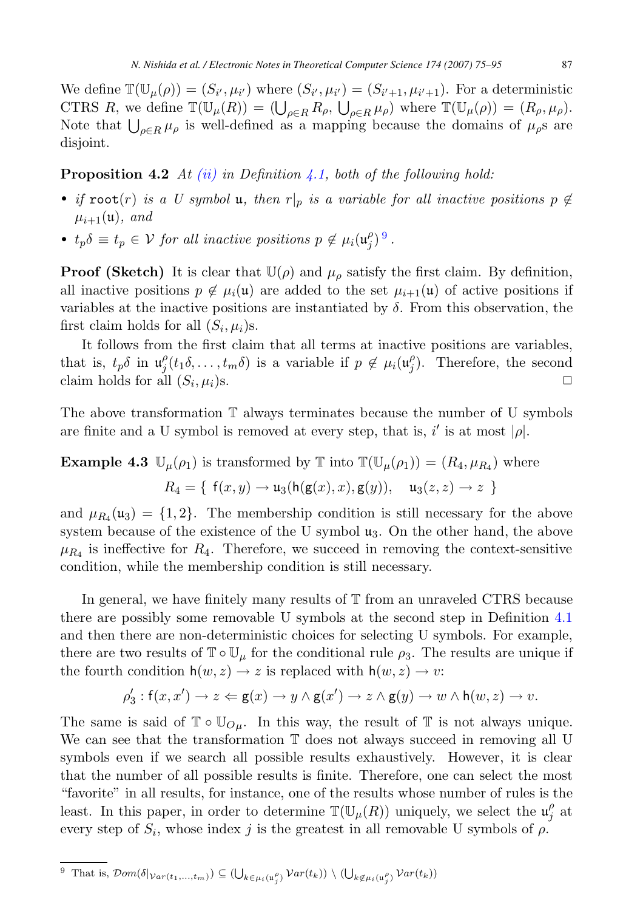We define $\mathbb{T}(\mathbb{U}_\mu(\rho)) = (S_{i'}, \mu_{i'})$ where $(S_{i'}, \mu_{i'}) = (S_{i'+1}, \mu_{i'+1})$. For a deterministic CTRS $R$, we define $\mathbb{T}(\mathbb{U}_\mu(R)) = (\bigcup_{\rho \in R} R_\rho, \bigcup_{\rho \in R} \mu_\rho)$ where $\mathbb{T}(\mathbb{U}_\mu(\rho)) = (R_\rho, \mu_\rho)$. Note that $\bigcup_{\rho \in R} \mu_\rho$ is well-defined as a mapping because the domains of $\mu_\rho$s are disjoint.

**Proposition 4.2** *At (ii) in Definition 4.1, both of the following hold:*

- *if* $\mathtt{root}(r)$ *is a U symbol* $\mathfrak{u}$*, then* $r|_p$ *is a variable for all inactive positions* $p \notin \mu_{i+1}(\mathfrak{u})$*, and*
- $t_p\delta \equiv t_p \in \mathcal{V}$ *for all inactive positions* $p \notin \mu_i(\mathfrak{u}^\rho_j)$ [9]*.*

**Proof (Sketch)** It is clear that $\mathbb{U}(\rho)$ and $\mu_\rho$ satisfy the first claim. By definition, all inactive positions $p \notin \mu_i(\mathfrak{u})$ are added to the set $\mu_{i+1}(\mathfrak{u})$ of active positions if variables at the inactive positions are instantiated by $\delta$. From this observation, the first claim holds for all $(S_i, \mu_i)$s.

It follows from the first claim that all terms at inactive positions are variables, that is, $t_p\delta$ in $\mathfrak{u}^\rho_j(t_1\delta, \ldots, t_m\delta)$ is a variable if $p \notin \mu_i(\mathfrak{u}^\rho_j)$. Therefore, the second claim holds for all $(S_i, \mu_i)$s. $\square$

The above transformation $\mathbb{T}$ always terminates because the number of U symbols are finite and a U symbol is removed at every step, that is, $i'$ is at most $|\rho|$.

**Example 4.3** $\mathbb{U}_\mu(\rho_1)$ is transformed by $\mathbb{T}$ into $\mathbb{T}(\mathbb{U}_\mu(\rho_1)) = (R_4, \mu_{R_4})$ where

$$R_4 = \{\ \mathsf{f}(x, y) \to \mathfrak{u}_3(\mathsf{h}(\mathsf{g}(x), x), \mathsf{g}(y)), \quad \mathfrak{u}_3(z, z) \to z\ \}$$

and $\mu_{R_4}(\mathfrak{u}_3) = \{1, 2\}$. The membership condition is still necessary for the above system because of the existence of the U symbol $\mathfrak{u}_3$. On the other hand, the above $\mu_{R_4}$ is ineffective for $R_4$. Therefore, we succeed in removing the context-sensitive condition, while the membership condition is still necessary.

In general, we have finitely many results of $\mathbb{T}$ from an unraveled CTRS because there are possibly some removable U symbols at the second step in Definition 4.1 and then there are non-deterministic choices for selecting U symbols. For example, there are two results of $\mathbb{T} \circ \mathbb{U}_\mu$ for the conditional rule $\rho_3$. The results are unique if the fourth condition $\mathsf{h}(w, z) \to z$ is replaced with $\mathsf{h}(w, z) \to v$:

$$\rho_3' : \mathsf{f}(x, x') \to z \Leftarrow \mathsf{g}(x) \to y \wedge \mathsf{g}(x') \to z \wedge \mathsf{g}(y) \to w \wedge \mathsf{h}(w, z) \to v.$$

The same is said of $\mathbb{T} \circ \mathbb{U}_{O_\mu}$. In this way, the result of $\mathbb{T}$ is not always unique. We can see that the transformation $\mathbb{T}$ does not always succeed in removing all U symbols even if we search all possible results exhaustively. However, it is clear that the number of all possible results is finite. Therefore, one can select the most "favorite" in all results, for instance, one of the results whose number of rules is the least. In this paper, in order to determine $\mathbb{T}(\mathbb{U}_\mu(R))$ uniquely, we select the $\mathfrak{u}^\rho_j$ at every step of $S_i$, whose index $j$ is the greatest in all removable U symbols of $\rho$.

---

[9] That is, $\mathcal{D}om(\delta|_{\mathcal{V}ar(t_1,\ldots,t_m)}) \subseteq (\bigcup_{k \in \mu_i(\mathfrak{u}^\rho_j)} \mathcal{V}ar(t_k)) \setminus (\bigcup_{k \notin \mu_i(\mathfrak{u}^\rho_j)} \mathcal{V}ar(t_k))$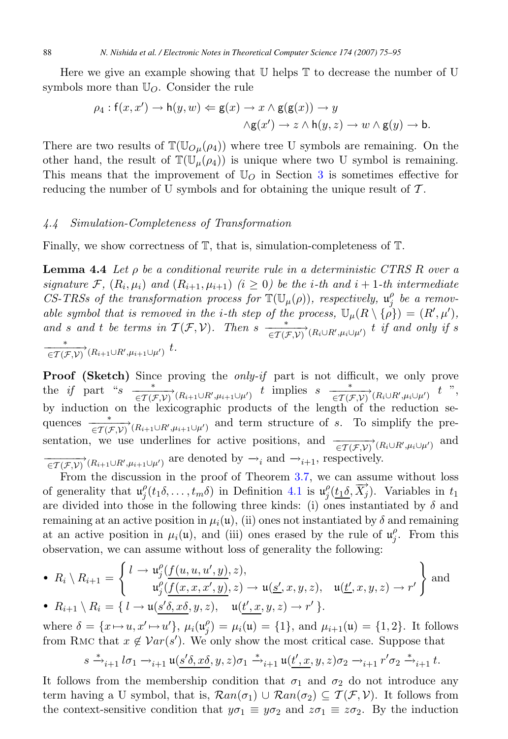Here we give an example showing that $\mathbb{U}$ helps $\mathbb{T}$ to decrease the number of U symbols more than $\mathbb{U}_O$. Consider the rule

$$\rho_4 : \mathsf{f}(x, x') \to \mathsf{h}(y, w) \Leftarrow \mathsf{g}(x) \to x \wedge \mathsf{g}(\mathsf{g}(x)) \to y \wedge \mathsf{g}(x') \to z \wedge \mathsf{h}(y, z) \to w \wedge \mathsf{g}(y) \to \mathsf{b}.$$

There are two results of $\mathbb{T}(\mathbb{U}_{O\mu}(\rho_4))$ where tree U symbols are remaining. On the other hand, the result of $\mathbb{T}(\mathbb{U}_{\mu}(\rho_4))$ is unique where two U symbol is remaining. This means that the improvement of $\mathbb{U}_O$ in Section 3 is sometimes effective for reducing the number of U symbols and for obtaining the unique result of $\mathcal{T}$.

### 4.4 Simulation-Completeness of Transformation

Finally, we show correctness of $\mathbb{T}$, that is, simulation-completeness of $\mathbb{T}$.

**Lemma 4.4** *Let $\rho$ be a conditional rewrite rule in a deterministic CTRS $R$ over a signature $\mathcal{F}$, $(R_i, \mu_i)$ and $(R_{i+1}, \mu_{i+1})$ $(i \geq 0)$ be the $i$-th and $i+1$-th intermediate CS-TRSs of the transformation process for $\mathbb{T}(\mathbb{U}_\mu(\rho))$, respectively, $\mathfrak{u}^\rho_j$ be a removable symbol that is removed in the $i$-th step of the process, $\mathbb{U}_\mu(R \setminus \{\rho\}) = (R', \mu')$, and $s$ and $t$ be terms in $\mathcal{T}(\mathcal{F}, \mathcal{V})$. Then $s \xrightarrow[\in\mathcal{T}(\mathcal{F},\mathcal{V})]{*}_{(R_i \cup R', \mu_i \cup \mu')} t$ if and only if $s \xrightarrow[\in\mathcal{T}(\mathcal{F},\mathcal{V})]{*}_{(R_{i+1} \cup R', \mu_{i+1} \cup \mu')} t$.*

**Proof (Sketch)** Since proving the *only-if* part is not difficult, we only prove the *if* part "$s \xrightarrow[\in\mathcal{T}(\mathcal{F},\mathcal{V})]{*}_{(R_{i+1} \cup R', \mu_{i+1} \cup \mu')} t$ implies $s \xrightarrow[\in\mathcal{T}(\mathcal{F},\mathcal{V})]{*}_{(R_i \cup R', \mu_i \cup \mu')} t$", by induction on the lexicographic products of the length of the reduction sequences $\xrightarrow[\in\mathcal{T}(\mathcal{F},\mathcal{V})]{*}_{(R_{i+1} \cup R', \mu_{i+1} \cup \mu')}$ and term structure of $s$. To simplify the presentation, we use underlines for active positions, and $\xrightarrow[\in\mathcal{T}(\mathcal{F},\mathcal{V})]{}_{(R_i \cup R', \mu_i \cup \mu')}$ and $\xrightarrow[\in\mathcal{T}(\mathcal{F},\mathcal{V})]{}_{(R_{i+1} \cup R', \mu_{i+1} \cup \mu')}$ are denoted by $\to_i$ and $\to_{i+1}$, respectively.

From the discussion in the proof of Theorem 3.7, we can assume without loss of generality that $\mathfrak{u}^\rho_j(t_1\delta, \ldots, t_m\delta)$ in Definition 4.1 is $\mathfrak{u}^\rho_j(\underline{t_1\delta}, \overrightarrow{X_j})$. Variables in $t_1$ are divided into those in the following three kinds: (i) ones instantiated by $\delta$ and remaining at an active position in $\mu_i(\mathfrak{u})$, (ii) ones not instantiated by $\delta$ and remaining at an active position in $\mu_i(\mathfrak{u})$, and (iii) ones erased by the rule of $\mathfrak{u}^\rho_j$. From this observation, we can assume without loss of generality the following:

- $R_i \setminus R_{i+1} = \left\{ \begin{array}{l} l \to \mathfrak{u}^\rho_j(\underline{f(u, u, u', y)}, z), \\ \mathfrak{u}^\rho_j(\underline{f(x, x, x', y)}, z) \to \mathfrak{u}(\underline{s'}, x, y, z), \quad \mathfrak{u}(\underline{t'}, x, y, z) \to r' \end{array} \right\}$ and
- $R_{i+1} \setminus R_i = \{\, l \to \mathfrak{u}(\underline{s'\delta}, \underline{x\delta}, y, z), \quad \mathfrak{u}(\underline{t'}, \underline{x}, y, z) \to r' \,\}$.

where $\delta = \{x \mapsto u, x' \mapsto u'\}$, $\mu_i(\mathfrak{u}^\rho_j) = \mu_i(\mathfrak{u}) = \{1\}$, and $\mu_{i+1}(\mathfrak{u}) = \{1, 2\}$. It follows from RMC that $x \notin \mathcal{V}ar(s')$. We only show the most critical case. Suppose that

$$s \xrightarrow{*}_{i+1} l\sigma_1 \to_{i+1} \mathfrak{u}(\underline{s'\delta}, \underline{x\delta}, y, z)\sigma_1 \xrightarrow{*}_{i+1} \mathfrak{u}(\underline{t'}, \underline{x}, y, z)\sigma_2 \to_{i+1} r'\sigma_2 \xrightarrow{*}_{i+1} t.$$

It follows from the membership condition that $\sigma_1$ and $\sigma_2$ do not introduce any term having a U symbol, that is, $\mathcal{R}an(\sigma_1) \cup \mathcal{R}an(\sigma_2) \subseteq \mathcal{T}(\mathcal{F}, \mathcal{V})$. It follows from the context-sensitive condition that $y\sigma_1 \equiv y\sigma_2$ and $z\sigma_1 \equiv z\sigma_2$. By the induction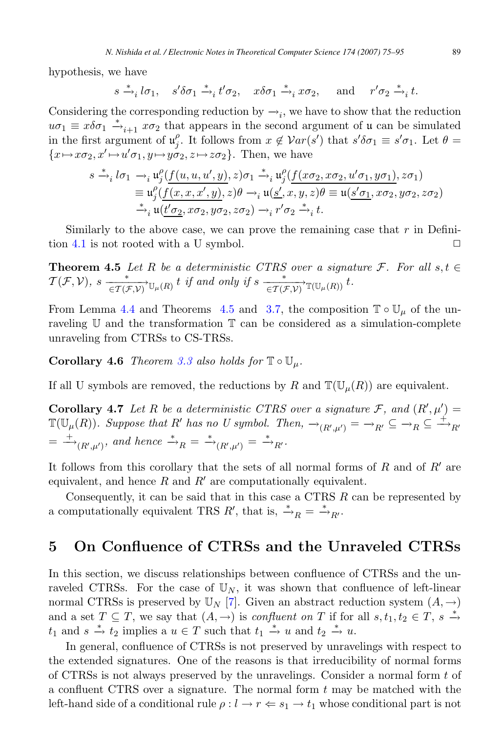hypothesis, we have

$$s \xrightarrow{*}_i l\sigma_1, \quad s'\delta\sigma_1 \xrightarrow{*}_i t'\sigma_2, \quad x\delta\sigma_1 \xrightarrow{*}_i x\sigma_2, \quad \text{and} \quad r'\sigma_2 \xrightarrow{*}_i t.$$

Considering the corresponding reduction by $\to_i$, we have to show that the reduction $u\sigma_1 \equiv x\delta\sigma_1 \xrightarrow{*}_{i+1} x\sigma_2$ that appears in the second argument of $\mathfrak{u}$ can be simulated in the first argument of $\mathfrak{u}_j^\rho$. It follows from $x \notin \mathcal{V}ar(s')$ that $s'\delta\sigma_1 \equiv s'\sigma_1$. Let $\theta = \{x \mapsto x\sigma_2, x' \mapsto u'\sigma_1, y \mapsto y\sigma_2, z \mapsto z\sigma_2\}$. Then, we have

$$\begin{aligned}
s \xrightarrow{*}_i l\sigma_1 &\to_i \mathfrak{u}_j^\rho(\underline{f(u, u, u', y)}, z)\sigma_1 \xrightarrow{*}_i \mathfrak{u}_j^\rho(\underline{f(x\sigma_2, x\sigma_2, u'\sigma_1, y\sigma_1)}, z\sigma_1) \\
&\equiv \mathfrak{u}_j^\rho(\underline{f(x, x, x', y)}, z)\theta \to_i \mathfrak{u}(\underline{s'}, x, y, z)\theta \equiv \mathfrak{u}(\underline{s'\sigma_1}, x\sigma_2, y\sigma_2, z\sigma_2) \\
&\xrightarrow{*}_i \mathfrak{u}(\underline{t'\sigma_2}, x\sigma_2, y\sigma_2, z\sigma_2) \to_i r'\sigma_2 \xrightarrow{*}_i t.
\end{aligned}$$

Similarly to the above case, we can prove the remaining case that $r$ in Definition 4.1 is not rooted with a U symbol. $\square$

**Theorem 4.5** *Let $R$ be a deterministic CTRS over a signature $\mathcal{F}$. For all $s, t \in \mathcal{T}(\mathcal{F}, \mathcal{V})$, $s \xrightarrow[\in \mathcal{T}(\mathcal{F},\mathcal{V})]{*}_{\mathbb{U}_\mu(R)} t$ if and only if $s \xrightarrow[\in \mathcal{T}(\mathcal{F},\mathcal{V})]{*}_{\mathbb{T}(\mathbb{U}_\mu(R))} t$.*

From Lemma 4.4 and Theorems 4.5 and 3.7, the composition $\mathbb{T} \circ \mathbb{U}_\mu$ of the unraveling $\mathbb{U}$ and the transformation $\mathbb{T}$ can be considered as a simulation-complete unraveling from CTRSs to CS-TRSs.

**Corollary 4.6** *Theorem 3.3 also holds for $\mathbb{T} \circ \mathbb{U}_\mu$.*

If all U symbols are removed, the reductions by $R$ and $\mathbb{T}(\mathbb{U}_\mu(R))$ are equivalent.

**Corollary 4.7** *Let $R$ be a deterministic CTRS over a signature $\mathcal{F}$, and $(R', \mu') = \mathbb{T}(\mathbb{U}_\mu(R))$. Suppose that $R'$ has no U symbol. Then, $\to_{(R',\mu')} = \to_{R'} \subseteq \to_R \subseteq \xrightarrow{+}_{R'} = \xrightarrow{+}_{(R',\mu')}$, and hence $\xrightarrow{*}_R = \xrightarrow{*}_{(R',\mu')} = \xrightarrow{*}_{R'}$.*

It follows from this corollary that the sets of all normal forms of $R$ and of $R'$ are equivalent, and hence $R$ and $R'$ are computationally equivalent.

Consequently, it can be said that in this case a CTRS $R$ can be represented by a computationally equivalent TRS $R'$, that is, $\xrightarrow{*}_R = \xrightarrow{*}_{R'}$.

## 5 On Confluence of CTRSs and the Unraveled CTRSs

In this section, we discuss relationships between confluence of CTRSs and the unraveled CTRSs. For the case of $\mathbb{U}_N$, it was shown that confluence of left-linear normal CTRSs is preserved by $\mathbb{U}_N$ [7]. Given an abstract reduction system $(A, \to)$ and a set $T \subseteq T$, we say that $(A, \to)$ is *confluent on* $T$ if for all $s, t_1, t_2 \in T$, $s \xrightarrow{*} t_1$ and $s \xrightarrow{*} t_2$ implies a $u \in T$ such that $t_1 \xrightarrow{*} u$ and $t_2 \xrightarrow{*} u$.

In general, confluence of CTRSs is not preserved by unravelings with respect to the extended signatures. One of the reasons is that irreducibility of normal forms of CTRSs is not always preserved by the unravelings. Consider a normal form $t$ of a confluent CTRS over a signature. The normal form $t$ may be matched with the left-hand side of a conditional rule $\rho : l \to r \Leftarrow s_1 \to t_1$ whose conditional part is not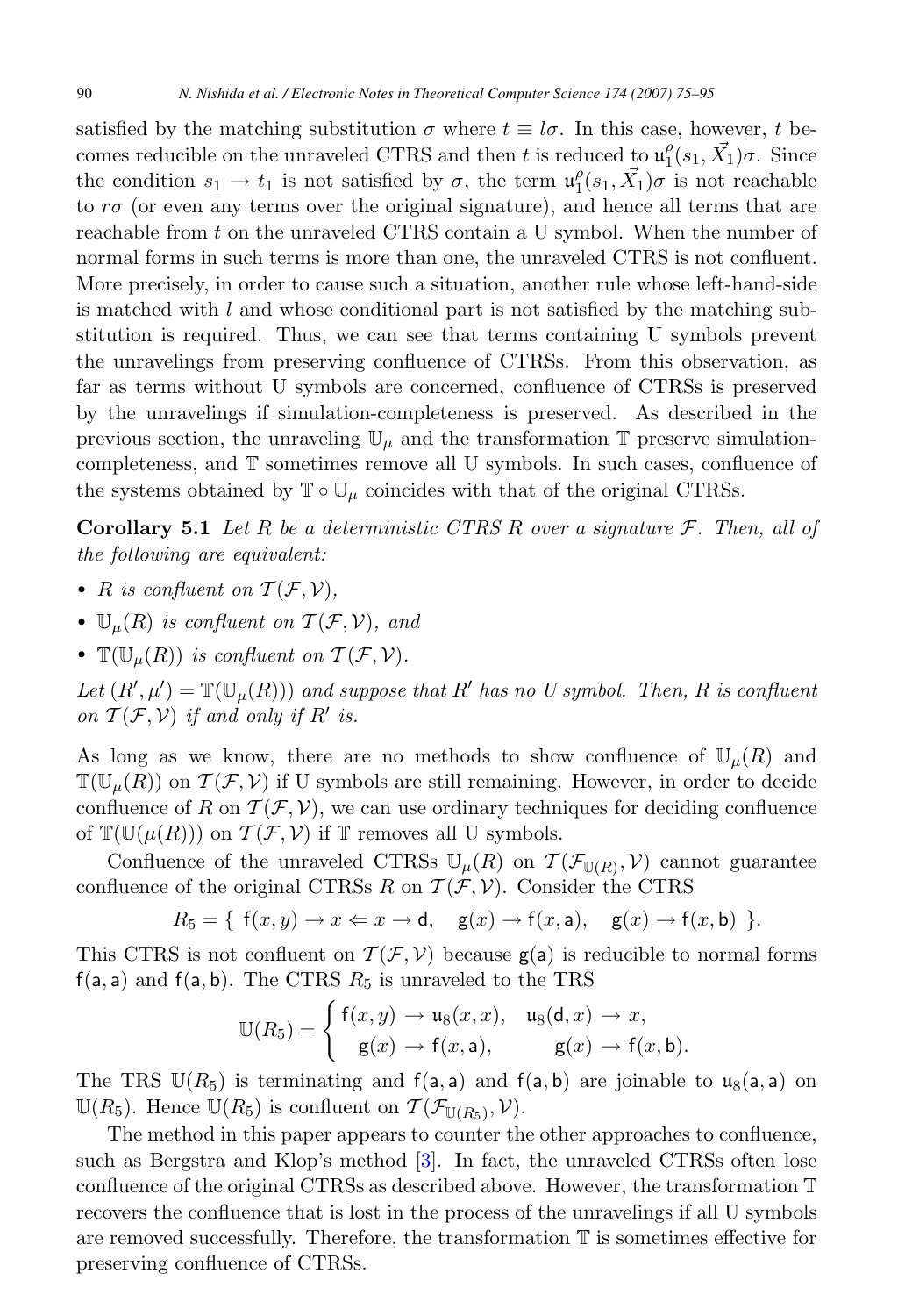satisfied by the matching substitution $\sigma$ where $t \equiv l\sigma$. In this case, however, $t$ becomes reducible on the unraveled CTRS and then $t$ is reduced to $\mathsf{u}_1^\rho(s_1, \vec{X_1})\sigma$. Since the condition $s_1 \to t_1$ is not satisfied by $\sigma$, the term $\mathsf{u}_1^\rho(s_1, \vec{X_1})\sigma$ is not reachable to $r\sigma$ (or even any terms over the original signature), and hence all terms that are reachable from $t$ on the unraveled CTRS contain a U symbol. When the number of normal forms in such terms is more than one, the unraveled CTRS is not confluent. More precisely, in order to cause such a situation, another rule whose left-hand-side is matched with $l$ and whose conditional part is not satisfied by the matching substitution is required. Thus, we can see that terms containing U symbols prevent the unravelings from preserving confluence of CTRSs. From this observation, as far as terms without U symbols are concerned, confluence of CTRSs is preserved by the unravelings if simulation-completeness is preserved. As described in the previous section, the unraveling $\mathbb{U}_\mu$ and the transformation $\mathbb{T}$ preserve simulation-completeness, and $\mathbb{T}$ sometimes remove all U symbols. In such cases, confluence of the systems obtained by $\mathbb{T} \circ \mathbb{U}_\mu$ coincides with that of the original CTRSs.

**Corollary 5.1** *Let $R$ be a deterministic CTRS $R$ over a signature $\mathcal{F}$. Then, all of the following are equivalent:*

- *$R$ is confluent on $\mathcal{T}(\mathcal{F}, \mathcal{V})$,*
- *$\mathbb{U}_\mu(R)$ is confluent on $\mathcal{T}(\mathcal{F}, \mathcal{V})$, and*
- *$\mathbb{T}(\mathbb{U}_\mu(R))$ is confluent on $\mathcal{T}(\mathcal{F}, \mathcal{V})$.*

*Let $(R', \mu') = \mathbb{T}(\mathbb{U}_\mu(R)))$ and suppose that $R'$ has no U symbol. Then, $R$ is confluent on $\mathcal{T}(\mathcal{F}, \mathcal{V})$ if and only if $R'$ is.*

As long as we know, there are no methods to show confluence of $\mathbb{U}_\mu(R)$ and $\mathbb{T}(\mathbb{U}_\mu(R))$ on $\mathcal{T}(\mathcal{F}, \mathcal{V})$ if U symbols are still remaining. However, in order to decide confluence of $R$ on $\mathcal{T}(\mathcal{F}, \mathcal{V})$, we can use ordinary techniques for deciding confluence of $\mathbb{T}(\mathbb{U}(\mu(R)))$ on $\mathcal{T}(\mathcal{F}, \mathcal{V})$ if $\mathbb{T}$ removes all U symbols.

Confluence of the unraveled CTRSs $\mathbb{U}_\mu(R)$ on $\mathcal{T}(\mathcal{F}_{\mathbb{U}(R)}, \mathcal{V})$ cannot guarantee confluence of the original CTRSs $R$ on $\mathcal{T}(\mathcal{F}, \mathcal{V})$. Consider the CTRS

$$R_5 = \{\ \mathsf{f}(x, y) \to x \Leftarrow x \to \mathsf{d}, \quad \mathsf{g}(x) \to \mathsf{f}(x, \mathsf{a}), \quad \mathsf{g}(x) \to \mathsf{f}(x, \mathsf{b})\ \}.$$

This CTRS is not confluent on $\mathcal{T}(\mathcal{F}, \mathcal{V})$ because $\mathsf{g}(\mathsf{a})$ is reducible to normal forms $\mathsf{f}(\mathsf{a}, \mathsf{a})$ and $\mathsf{f}(\mathsf{a}, \mathsf{b})$. The CTRS $R_5$ is unraveled to the TRS

$$\mathbb{U}(R_5) = \begin{cases} \mathsf{f}(x, y) \to \mathsf{u}_8(x, x), & \mathsf{u}_8(\mathsf{d}, x) \to x, \\ \mathsf{g}(x) \to \mathsf{f}(x, \mathsf{a}), & \mathsf{g}(x) \to \mathsf{f}(x, \mathsf{b}). \end{cases}$$

The TRS $\mathbb{U}(R_5)$ is terminating and $\mathsf{f}(\mathsf{a}, \mathsf{a})$ and $\mathsf{f}(\mathsf{a}, \mathsf{b})$ are joinable to $\mathsf{u}_8(\mathsf{a}, \mathsf{a})$ on $\mathbb{U}(R_5)$. Hence $\mathbb{U}(R_5)$ is confluent on $\mathcal{T}(\mathcal{F}_{\mathbb{U}(R_5)}, \mathcal{V})$.

The method in this paper appears to counter the other approaches to confluence, such as Bergstra and Klop's method [3]. In fact, the unraveled CTRSs often lose confluence of the original CTRSs as described above. However, the transformation $\mathbb{T}$ recovers the confluence that is lost in the process of the unravelings if all U symbols are removed successfully. Therefore, the transformation $\mathbb{T}$ is sometimes effective for preserving confluence of CTRSs.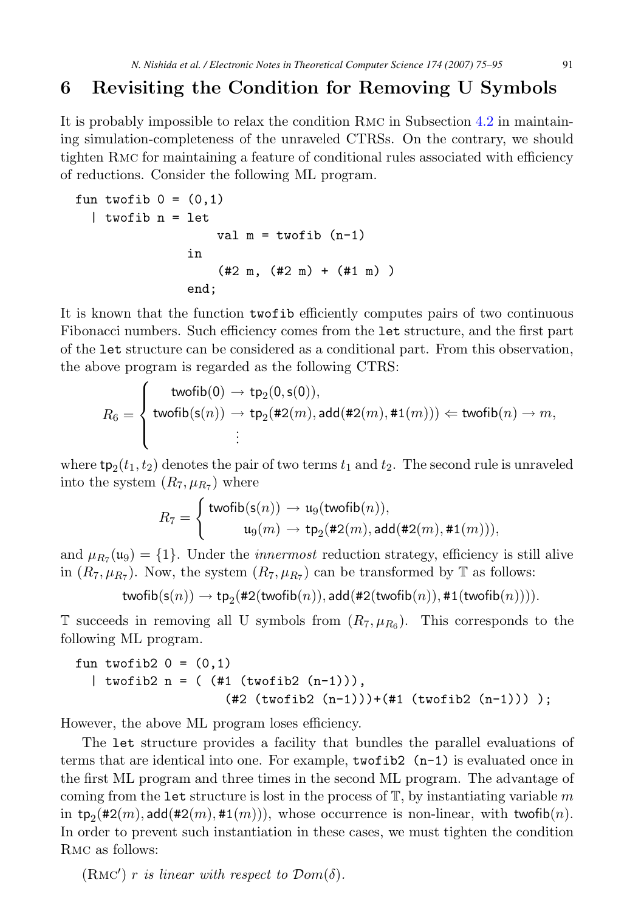# 6 Revisiting the Condition for Removing U Symbols

It is probably impossible to relax the condition RMC in Subsection 4.2 in maintaining simulation-completeness of the unraveled CTRSs. On the contrary, we should tighten RMC for maintaining a feature of conditional rules associated with efficiency of reductions. Consider the following ML program.

```
fun twofib 0 = (0,1)
  | twofib n = let
                   val m = twofib (n-1)
               in
                   (#2 m, (#2 m) + (#1 m) )
               end;
```

It is known that the function `twofib` efficiently computes pairs of two continuous Fibonacci numbers. Such efficiency comes from the `let` structure, and the first part of the `let` structure can be considered as a conditional part. From this observation, the above program is regarded as the following CTRS:

$$R_6 = \begin{cases} \mathsf{twofib}(0) \to \mathsf{tp}_2(0, \mathsf{s}(0)), \\ \mathsf{twofib}(\mathsf{s}(n)) \to \mathsf{tp}_2(\#2(m), \mathsf{add}(\#2(m), \#1(m))) \Leftarrow \mathsf{twofib}(n) \to m, \\ \vdots \end{cases}$$

where $\mathsf{tp}_2(t_1, t_2)$ denotes the pair of two terms $t_1$ and $t_2$. The second rule is unraveled into the system $(R_7, \mu_{R_7})$ where

$$R_7 = \begin{cases} \mathsf{twofib}(\mathsf{s}(n)) \to \mathsf{u}_9(\mathsf{twofib}(n)), \\ \mathsf{u}_9(m) \to \mathsf{tp}_2(\#2(m), \mathsf{add}(\#2(m), \#1(m))), \end{cases}$$

and $\mu_{R_7}(\mathsf{u}_9) = \{1\}$. Under the *innermost* reduction strategy, efficiency is still alive in $(R_7, \mu_{R_7})$. Now, the system $(R_7, \mu_{R_7})$ can be transformed by $\mathbb{T}$ as follows:

$$\mathsf{twofib}(\mathsf{s}(n)) \to \mathsf{tp}_2(\#2(\mathsf{twofib}(n)), \mathsf{add}(\#2(\mathsf{twofib}(n)), \#1(\mathsf{twofib}(n)))).$$

$\mathbb{T}$ succeeds in removing all U symbols from $(R_7, \mu_{R_6})$. This corresponds to the following ML program.

```
fun twofib2 0 = (0,1)
  | twofib2 n = ( (#1 (twofib2 (n-1))),
                  (#2 (twofib2 (n-1)))+(#1 (twofib2 (n-1))) );
```

However, the above ML program loses efficiency.

The `let` structure provides a facility that bundles the parallel evaluations of terms that are identical into one. For example, `twofib2 (n-1)` is evaluated once in the first ML program and three times in the second ML program. The advantage of coming from the `let` structure is lost in the process of $\mathbb{T}$, by instantiating variable $m$ in $\mathsf{tp}_2(\#2(m), \mathsf{add}(\#2(m), \#1(m)))$, whose occurrence is non-linear, with $\mathsf{twofib}(n)$. In order to prevent such instantiation in these cases, we must tighten the condition RMC as follows:

(RMC′) *$r$ is linear with respect to $\mathcal{D}om(\delta)$.*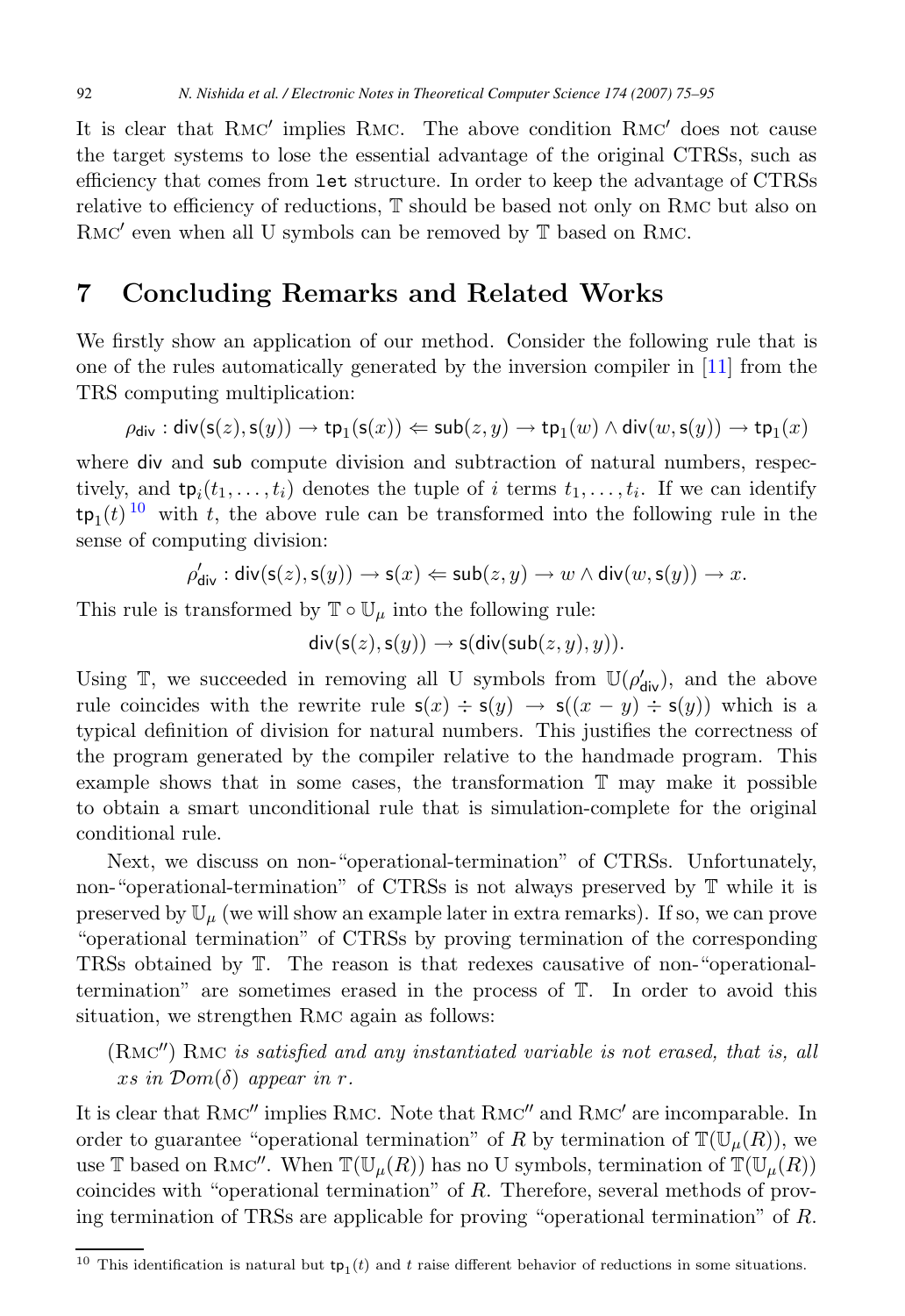It is clear that RMC′ implies RMC. The above condition RMC′ does not cause the target systems to lose the essential advantage of the original CTRSs, such as efficiency that comes from `let` structure. In order to keep the advantage of CTRSs relative to efficiency of reductions, $\mathbb{T}$ should be based not only on RMC but also on RMC′ even when all U symbols can be removed by $\mathbb{T}$ based on RMC.

## 7 Concluding Remarks and Related Works

We firstly show an application of our method. Consider the following rule that is one of the rules automatically generated by the inversion compiler in [11] from the TRS computing multiplication:

$$\rho_{\mathsf{div}} : \mathsf{div}(\mathsf{s}(z), \mathsf{s}(y)) \to \mathsf{tp}_1(\mathsf{s}(x)) \Leftarrow \mathsf{sub}(z, y) \to \mathsf{tp}_1(w) \wedge \mathsf{div}(w, \mathsf{s}(y)) \to \mathsf{tp}_1(x)$$

where div and sub compute division and subtraction of natural numbers, respectively, and $\mathsf{tp}_i(t_1, \ldots, t_i)$ denotes the tuple of $i$ terms $t_1, \ldots, t_i$. If we can identify $\mathsf{tp}_1(t)$ [10] with $t$, the above rule can be transformed into the following rule in the sense of computing division:

$$\rho'_{\mathsf{div}} : \mathsf{div}(\mathsf{s}(z), \mathsf{s}(y)) \to \mathsf{s}(x) \Leftarrow \mathsf{sub}(z, y) \to w \wedge \mathsf{div}(w, \mathsf{s}(y)) \to x.$$

This rule is transformed by $\mathbb{T} \circ \mathbb{U}_\mu$ into the following rule:

$$\mathsf{div}(\mathsf{s}(z), \mathsf{s}(y)) \to \mathsf{s}(\mathsf{div}(\mathsf{sub}(z, y), y)).$$

Using $\mathbb{T}$, we succeeded in removing all U symbols from $\mathbb{U}(\rho'_{\mathsf{div}})$, and the above rule coincides with the rewrite rule $\mathsf{s}(x) \div \mathsf{s}(y) \to \mathsf{s}((x - y) \div \mathsf{s}(y))$ which is a typical definition of division for natural numbers. This justifies the correctness of the program generated by the compiler relative to the handmade program. This example shows that in some cases, the transformation $\mathbb{T}$ may make it possible to obtain a smart unconditional rule that is simulation-complete for the original conditional rule.

Next, we discuss on non-"operational-termination" of CTRSs. Unfortunately, non-"operational-termination" of CTRSs is not always preserved by $\mathbb{T}$ while it is preserved by $\mathbb{U}_\mu$ (we will show an example later in extra remarks). If so, we can prove "operational termination" of CTRSs by proving termination of the corresponding TRSs obtained by $\mathbb{T}$. The reason is that redexes causative of non-"operational-termination" are sometimes erased in the process of $\mathbb{T}$. In order to avoid this situation, we strengthen RMC again as follows:

(RMC″) RMC *is satisfied and any instantiated variable is not erased, that is, all* $x$*s in* $\mathcal{D}om(\delta)$ *appear in* $r$.

It is clear that RMC″ implies RMC. Note that RMC″ and RMC′ are incomparable. In order to guarantee "operational termination" of $R$ by termination of $\mathbb{T}(\mathbb{U}_\mu(R))$, we use $\mathbb{T}$ based on RMC″. When $\mathbb{T}(\mathbb{U}_\mu(R))$ has no U symbols, termination of $\mathbb{T}(\mathbb{U}_\mu(R))$ coincides with "operational termination" of $R$. Therefore, several methods of proving termination of TRSs are applicable for proving "operational termination" of $R$.

---

[10] This identification is natural but $\mathsf{tp}_1(t)$ and $t$ raise different behavior of reductions in some situations.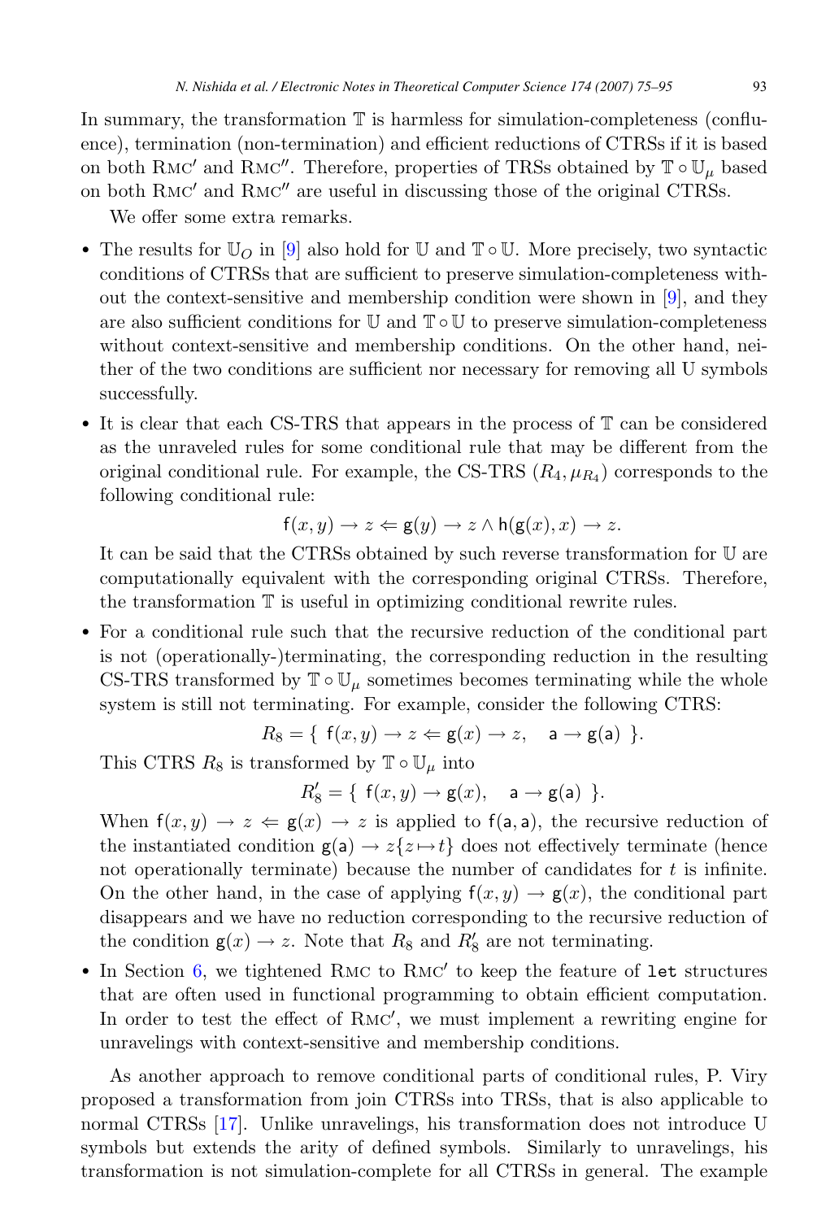In summary, the transformation $\mathbb{T}$ is harmless for simulation-completeness (confluence), termination (non-termination) and efficient reductions of CTRSs if it is based on both $\mathrm{R{\small MC}}'$ and $\mathrm{R{\small MC}}''$. Therefore, properties of TRSs obtained by $\mathbb{T} \circ \mathbb{U}_\mu$ based on both $\mathrm{R{\small MC}}'$ and $\mathrm{R{\small MC}}''$ are useful in discussing those of the original CTRSs.

We offer some extra remarks.

- The results for $\mathbb{U}_O$ in [9] also hold for $\mathbb{U}$ and $\mathbb{T} \circ \mathbb{U}$. More precisely, two syntactic conditions of CTRSs that are sufficient to preserve simulation-completeness without the context-sensitive and membership condition were shown in [9], and they are also sufficient conditions for $\mathbb{U}$ and $\mathbb{T} \circ \mathbb{U}$ to preserve simulation-completeness without context-sensitive and membership conditions. On the other hand, neither of the two conditions are sufficient nor necessary for removing all U symbols successfully.
- It is clear that each CS-TRS that appears in the process of $\mathbb{T}$ can be considered as the unraveled rules for some conditional rule that may be different from the original conditional rule. For example, the CS-TRS $(R_4, \mu_{R_4})$ corresponds to the following conditional rule:
$$\mathsf{f}(x, y) \to z \Leftarrow \mathsf{g}(y) \to z \wedge \mathsf{h}(\mathsf{g}(x), x) \to z.$$
It can be said that the CTRSs obtained by such reverse transformation for $\mathbb{U}$ are computationally equivalent with the corresponding original CTRSs. Therefore, the transformation $\mathbb{T}$ is useful in optimizing conditional rewrite rules.
- For a conditional rule such that the recursive reduction of the conditional part is not (operationally-)terminating, the corresponding reduction in the resulting CS-TRS transformed by $\mathbb{T} \circ \mathbb{U}_\mu$ sometimes becomes terminating while the whole system is still not terminating. For example, consider the following CTRS:
$$R_8 = \{\ \mathsf{f}(x, y) \to z \Leftarrow \mathsf{g}(x) \to z, \quad \mathsf{a} \to \mathsf{g}(\mathsf{a})\ \}.$$
This CTRS $R_8$ is transformed by $\mathbb{T} \circ \mathbb{U}_\mu$ into
$$R_8' = \{\ \mathsf{f}(x, y) \to \mathsf{g}(x), \quad \mathsf{a} \to \mathsf{g}(\mathsf{a})\ \}.$$
When $\mathsf{f}(x, y) \to z \Leftarrow \mathsf{g}(x) \to z$ is applied to $\mathsf{f}(\mathsf{a}, \mathsf{a})$, the recursive reduction of the instantiated condition $\mathsf{g}(\mathsf{a}) \to z\{z \mapsto t\}$ does not effectively terminate (hence not operationally terminate) because the number of candidates for $t$ is infinite. On the other hand, in the case of applying $\mathsf{f}(x, y) \to \mathsf{g}(x)$, the conditional part disappears and we have no reduction corresponding to the recursive reduction of the condition $\mathsf{g}(x) \to z$. Note that $R_8$ and $R_8'$ are not terminating.
- In Section 6, we tightened $\mathrm{R{\small MC}}$ to $\mathrm{R{\small MC}}'$ to keep the feature of `let` structures that are often used in functional programming to obtain efficient computation. In order to test the effect of $\mathrm{R{\small MC}}'$, we must implement a rewriting engine for unravelings with context-sensitive and membership conditions.

As another approach to remove conditional parts of conditional rules, P. Viry proposed a transformation from join CTRSs into TRSs, that is also applicable to normal CTRSs [17]. Unlike unravelings, his transformation does not introduce U symbols but extends the arity of defined symbols. Similarly to unravelings, his transformation is not simulation-complete for all CTRSs in general. The example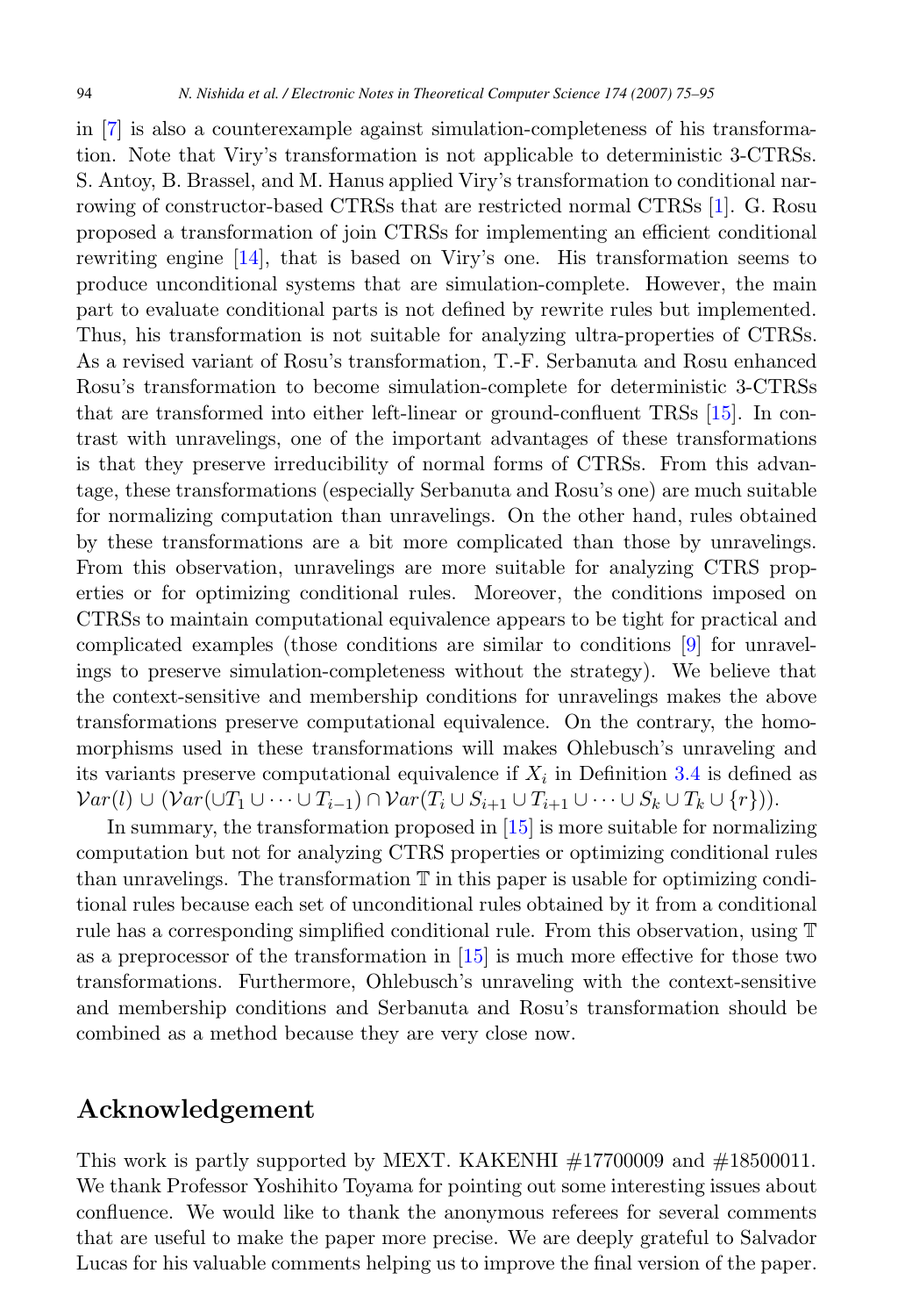in [7] is also a counterexample against simulation-completeness of his transformation. Note that Viry's transformation is not applicable to deterministic 3-CTRSs. S. Antoy, B. Brassel, and M. Hanus applied Viry's transformation to conditional narrowing of constructor-based CTRSs that are restricted normal CTRSs [1]. G. Rosu proposed a transformation of join CTRSs for implementing an efficient conditional rewriting engine [14], that is based on Viry's one. His transformation seems to produce unconditional systems that are simulation-complete. However, the main part to evaluate conditional parts is not defined by rewrite rules but implemented. Thus, his transformation is not suitable for analyzing ultra-properties of CTRSs. As a revised variant of Rosu's transformation, T.-F. Serbanuta and Rosu enhanced Rosu's transformation to become simulation-complete for deterministic 3-CTRSs that are transformed into either left-linear or ground-confluent TRSs [15]. In contrast with unravelings, one of the important advantages of these transformations is that they preserve irreducibility of normal forms of CTRSs. From this advantage, these transformations (especially Serbanuta and Rosu's one) are much suitable for normalizing computation than unravelings. On the other hand, rules obtained by these transformations are a bit more complicated than those by unravelings. From this observation, unravelings are more suitable for analyzing CTRS properties or for optimizing conditional rules. Moreover, the conditions imposed on CTRSs to maintain computational equivalence appears to be tight for practical and complicated examples (those conditions are similar to conditions [9] for unravelings to preserve simulation-completeness without the strategy). We believe that the context-sensitive and membership conditions for unravelings makes the above transformations preserve computational equivalence. On the contrary, the homomorphisms used in these transformations will makes Ohlebusch's unraveling and its variants preserve computational equivalence if $X_i$ in Definition 3.4 is defined as $\mathcal{V}ar(l) \cup (\mathcal{V}ar(\cup T_1 \cup \cdots \cup T_{i-1}) \cap \mathcal{V}ar(T_i \cup S_{i+1} \cup T_{i+1} \cup \cdots \cup S_k \cup T_k \cup \{r\}))$.

In summary, the transformation proposed in [15] is more suitable for normalizing computation but not for analyzing CTRS properties or optimizing conditional rules than unravelings. The transformation $\mathbb{T}$ in this paper is usable for optimizing conditional rules because each set of unconditional rules obtained by it from a conditional rule has a corresponding simplified conditional rule. From this observation, using $\mathbb{T}$ as a preprocessor of the transformation in [15] is much more effective for those two transformations. Furthermore, Ohlebusch's unraveling with the context-sensitive and membership conditions and Serbanuta and Rosu's transformation should be combined as a method because they are very close now.

## Acknowledgement

This work is partly supported by MEXT. KAKENHI #17700009 and #18500011. We thank Professor Yoshihito Toyama for pointing out some interesting issues about confluence. We would like to thank the anonymous referees for several comments that are useful to make the paper more precise. We are deeply grateful to Salvador Lucas for his valuable comments helping us to improve the final version of the paper.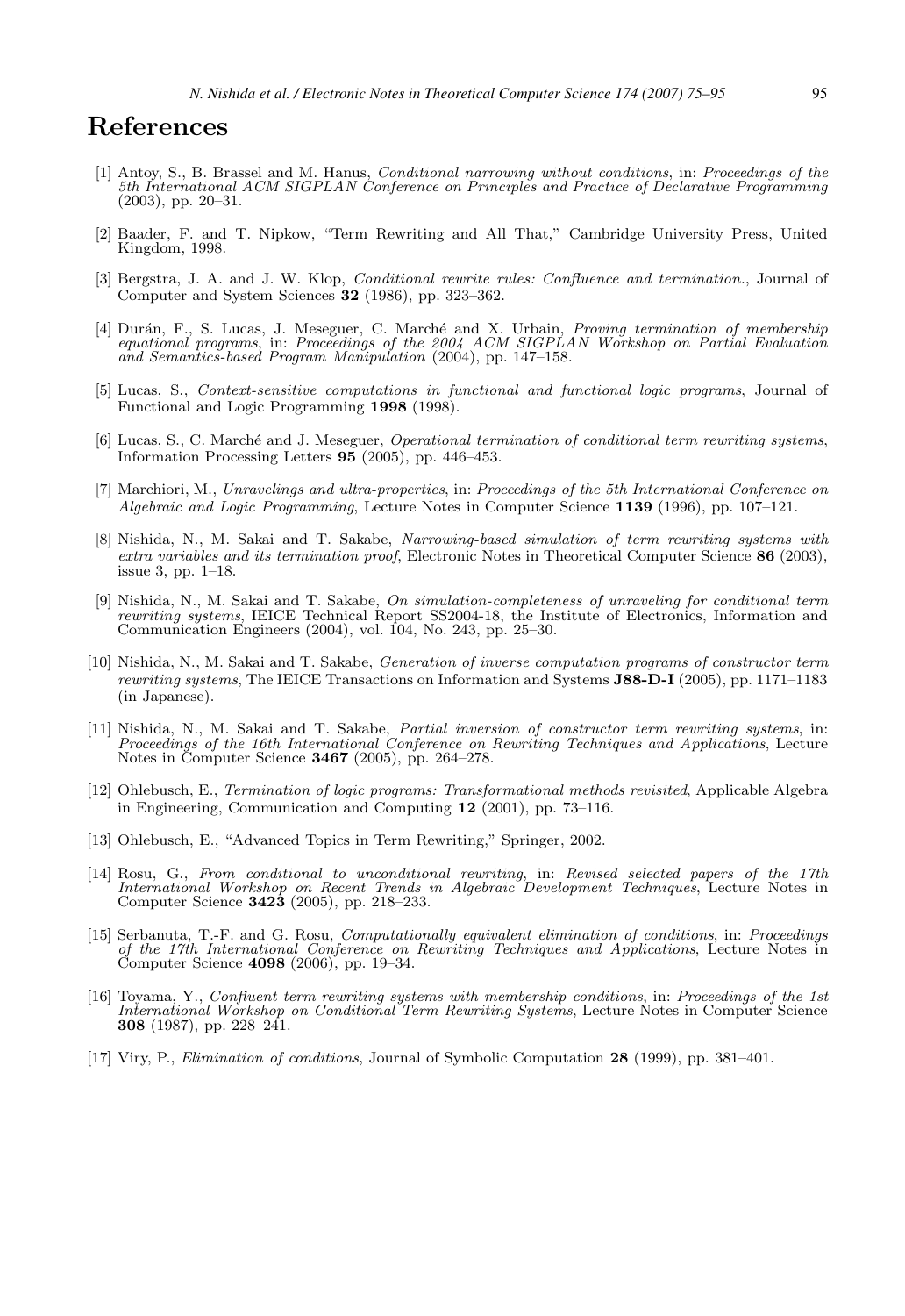# References

[1] Antoy, S., B. Brassel and M. Hanus, *Conditional narrowing without conditions*, in: *Proceedings of the 5th International ACM SIGPLAN Conference on Principles and Practice of Declarative Programming* (2003), pp. 20–31.

[2] Baader, F. and T. Nipkow, "Term Rewriting and All That," Cambridge University Press, United Kingdom, 1998.

[3] Bergstra, J. A. and J. W. Klop, *Conditional rewrite rules: Confluence and termination.*, Journal of Computer and System Sciences **32** (1986), pp. 323–362.

[4] Durán, F., S. Lucas, J. Meseguer, C. Marché and X. Urbain, *Proving termination of membership equational programs*, in: *Proceedings of the 2004 ACM SIGPLAN Workshop on Partial Evaluation and Semantics-based Program Manipulation* (2004), pp. 147–158.

[5] Lucas, S., *Context-sensitive computations in functional and functional logic programs*, Journal of Functional and Logic Programming **1998** (1998).

[6] Lucas, S., C. Marché and J. Meseguer, *Operational termination of conditional term rewriting systems*, Information Processing Letters **95** (2005), pp. 446–453.

[7] Marchiori, M., *Unravelings and ultra-properties*, in: *Proceedings of the 5th International Conference on Algebraic and Logic Programming*, Lecture Notes in Computer Science **1139** (1996), pp. 107–121.

[8] Nishida, N., M. Sakai and T. Sakabe, *Narrowing-based simulation of term rewriting systems with extra variables and its termination proof*, Electronic Notes in Theoretical Computer Science **86** (2003), issue 3, pp. 1–18.

[9] Nishida, N., M. Sakai and T. Sakabe, *On simulation-completeness of unraveling for conditional term rewriting systems*, IEICE Technical Report SS2004-18, the Institute of Electronics, Information and Communication Engineers (2004), vol. 104, No. 243, pp. 25–30.

[10] Nishida, N., M. Sakai and T. Sakabe, *Generation of inverse computation programs of constructor term rewriting systems*, The IEICE Transactions on Information and Systems **J88-D-I** (2005), pp. 1171–1183 (in Japanese).

[11] Nishida, N., M. Sakai and T. Sakabe, *Partial inversion of constructor term rewriting systems*, in: *Proceedings of the 16th International Conference on Rewriting Techniques and Applications*, Lecture Notes in Computer Science **3467** (2005), pp. 264–278.

[12] Ohlebusch, E., *Termination of logic programs: Transformational methods revisited*, Applicable Algebra in Engineering, Communication and Computing **12** (2001), pp. 73–116.

[13] Ohlebusch, E., "Advanced Topics in Term Rewriting," Springer, 2002.

[14] Rosu, G., *From conditional to unconditional rewriting*, in: *Revised selected papers of the 17th International Workshop on Recent Trends in Algebraic Development Techniques*, Lecture Notes in Computer Science **3423** (2005), pp. 218–233.

[15] Serbanuta, T.-F. and G. Rosu, *Computationally equivalent elimination of conditions*, in: *Proceedings of the 17th International Conference on Rewriting Techniques and Applications*, Lecture Notes in Computer Science **4098** (2006), pp. 19–34.

[16] Toyama, Y., *Confluent term rewriting systems with membership conditions*, in: *Proceedings of the 1st International Workshop on Conditional Term Rewriting Systems*, Lecture Notes in Computer Science **308** (1987), pp. 228–241.

[17] Viry, P., *Elimination of conditions*, Journal of Symbolic Computation **28** (1999), pp. 381–401.